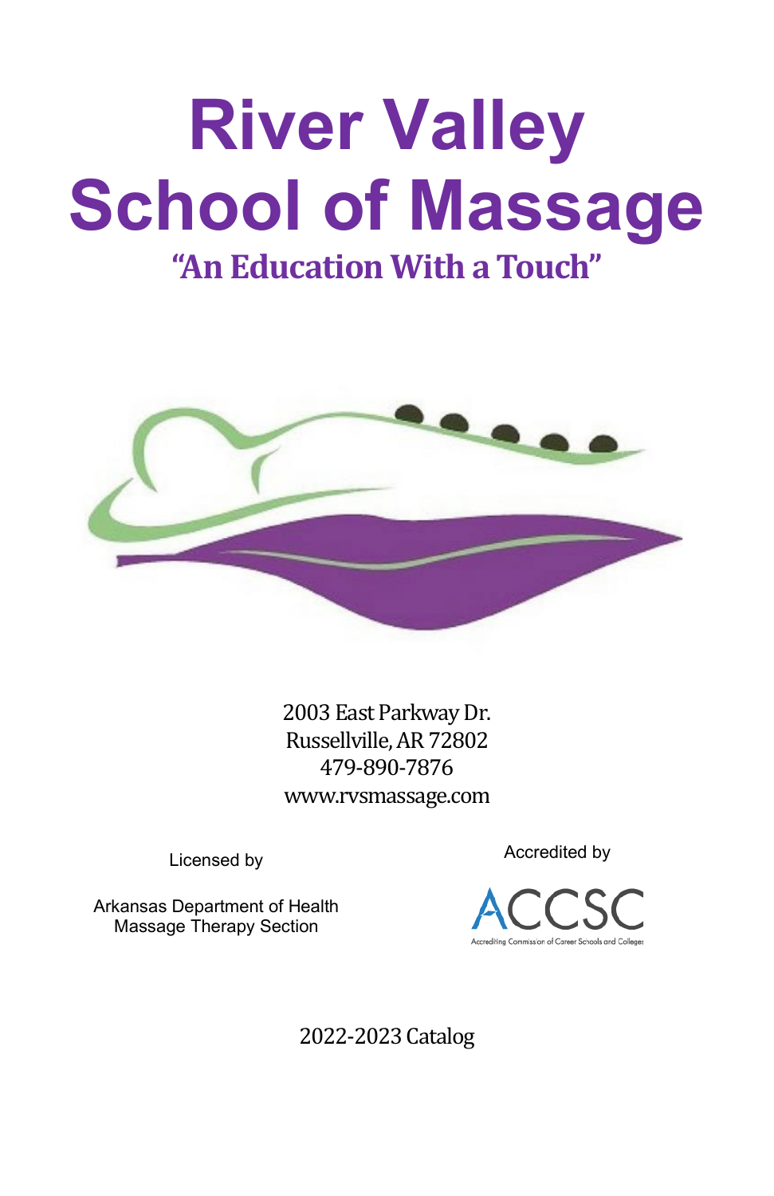# River Valley School of Massage

## "An Education With a Touch"

2003 East Parkway Dr.
Russellville, AR 72802
479-890-7876
www.rvsmassage.com

Licensed by

Arkansas Department of Health
Massage Therapy Section

Accredited by

ACCSC
Accrediting Commission of Career Schools and Colleges

2022-2023 Catalog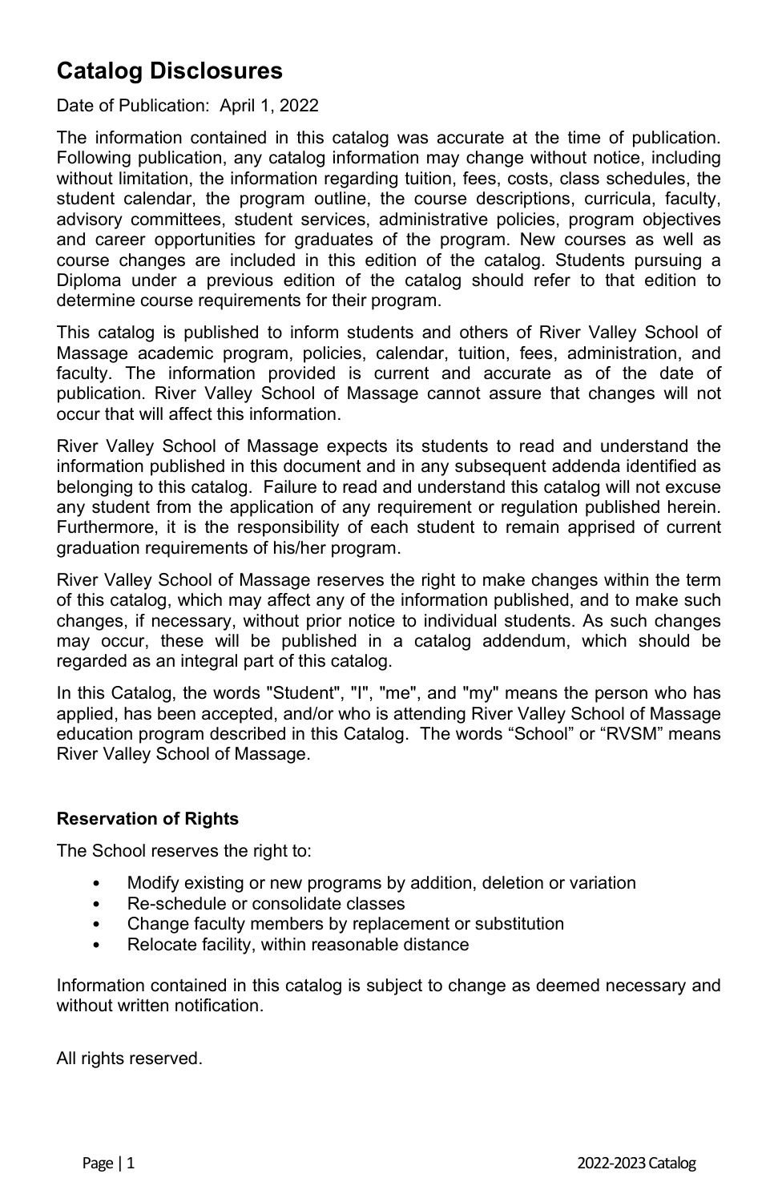# Catalog Disclosures

Date of Publication: April 1, 2022

The information contained in this catalog was accurate at the time of publication. Following publication, any catalog information may change without notice, including without limitation, the information regarding tuition, fees, costs, class schedules, the student calendar, the program outline, the course descriptions, curricula, faculty, advisory committees, student services, administrative policies, program objectives and career opportunities for graduates of the program. New courses as well as course changes are included in this edition of the catalog. Students pursuing a Diploma under a previous edition of the catalog should refer to that edition to determine course requirements for their program.

This catalog is published to inform students and others of River Valley School of Massage academic program, policies, calendar, tuition, fees, administration, and faculty. The information provided is current and accurate as of the date of publication. River Valley School of Massage cannot assure that changes will not occur that will affect this information.

River Valley School of Massage expects its students to read and understand the information published in this document and in any subsequent addenda identified as belonging to this catalog. Failure to read and understand this catalog will not excuse any student from the application of any requirement or regulation published herein. Furthermore, it is the responsibility of each student to remain apprised of current graduation requirements of his/her program.

River Valley School of Massage reserves the right to make changes within the term of this catalog, which may affect any of the information published, and to make such changes, if necessary, without prior notice to individual students. As such changes may occur, these will be published in a catalog addendum, which should be regarded as an integral part of this catalog.

In this Catalog, the words "Student", "I", "me", and "my" means the person who has applied, has been accepted, and/or who is attending River Valley School of Massage education program described in this Catalog. The words "School" or "RVSM" means River Valley School of Massage.

### Reservation of Rights

The School reserves the right to:

- Modify existing or new programs by addition, deletion or variation
- Re-schedule or consolidate classes
- Change faculty members by replacement or substitution
- Relocate facility, within reasonable distance

Information contained in this catalog is subject to change as deemed necessary and without written notification.

All rights reserved.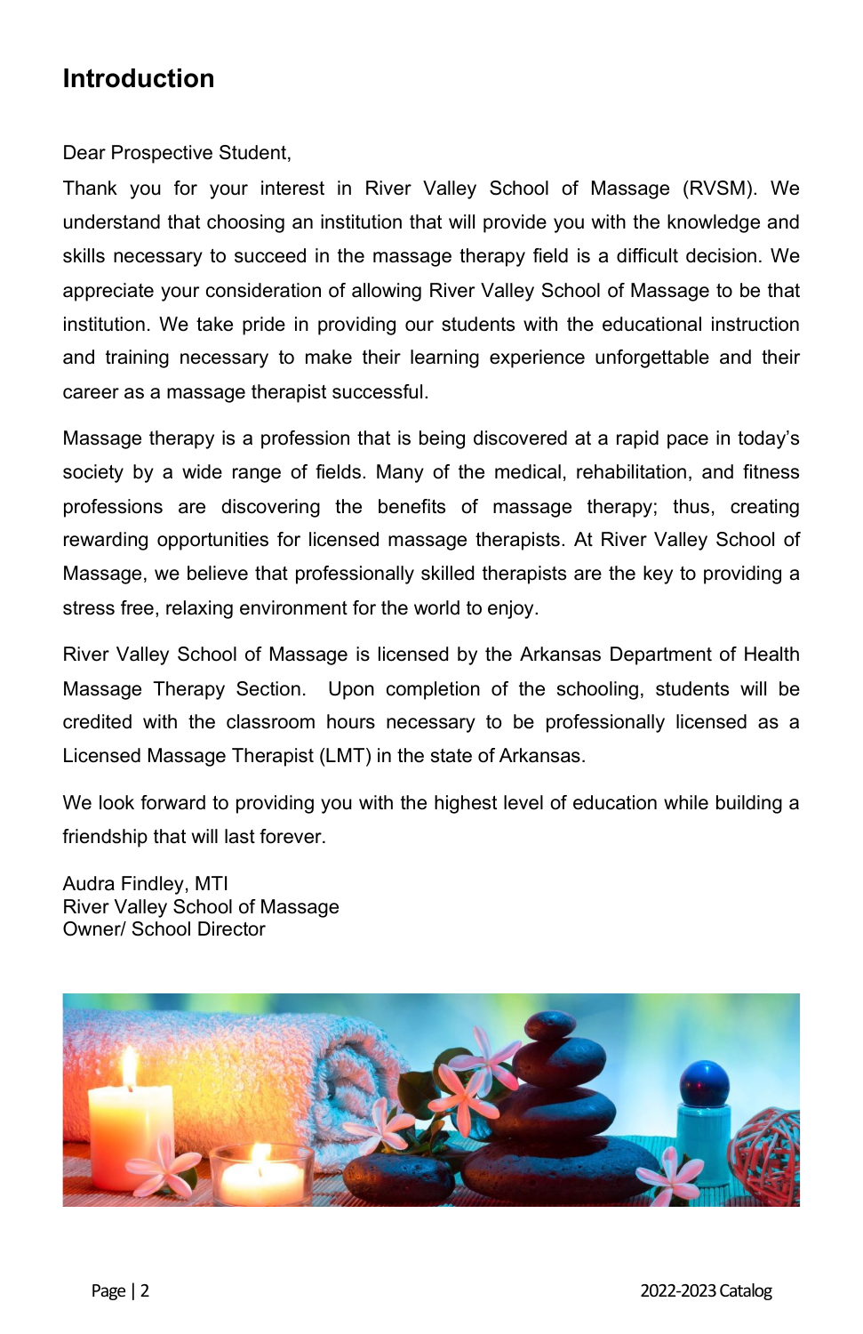## Introduction

Dear Prospective Student,

Thank you for your interest in River Valley School of Massage (RVSM). We understand that choosing an institution that will provide you with the knowledge and skills necessary to succeed in the massage therapy field is a difficult decision. We appreciate your consideration of allowing River Valley School of Massage to be that institution. We take pride in providing our students with the educational instruction and training necessary to make their learning experience unforgettable and their career as a massage therapist successful.

Massage therapy is a profession that is being discovered at a rapid pace in today's society by a wide range of fields. Many of the medical, rehabilitation, and fitness professions are discovering the benefits of massage therapy; thus, creating rewarding opportunities for licensed massage therapists. At River Valley School of Massage, we believe that professionally skilled therapists are the key to providing a stress free, relaxing environment for the world to enjoy.

River Valley School of Massage is licensed by the Arkansas Department of Health Massage Therapy Section. Upon completion of the schooling, students will be credited with the classroom hours necessary to be professionally licensed as a Licensed Massage Therapist (LMT) in the state of Arkansas.

We look forward to providing you with the highest level of education while building a friendship that will last forever.

Audra Findley, MTI
River Valley School of Massage
Owner/ School Director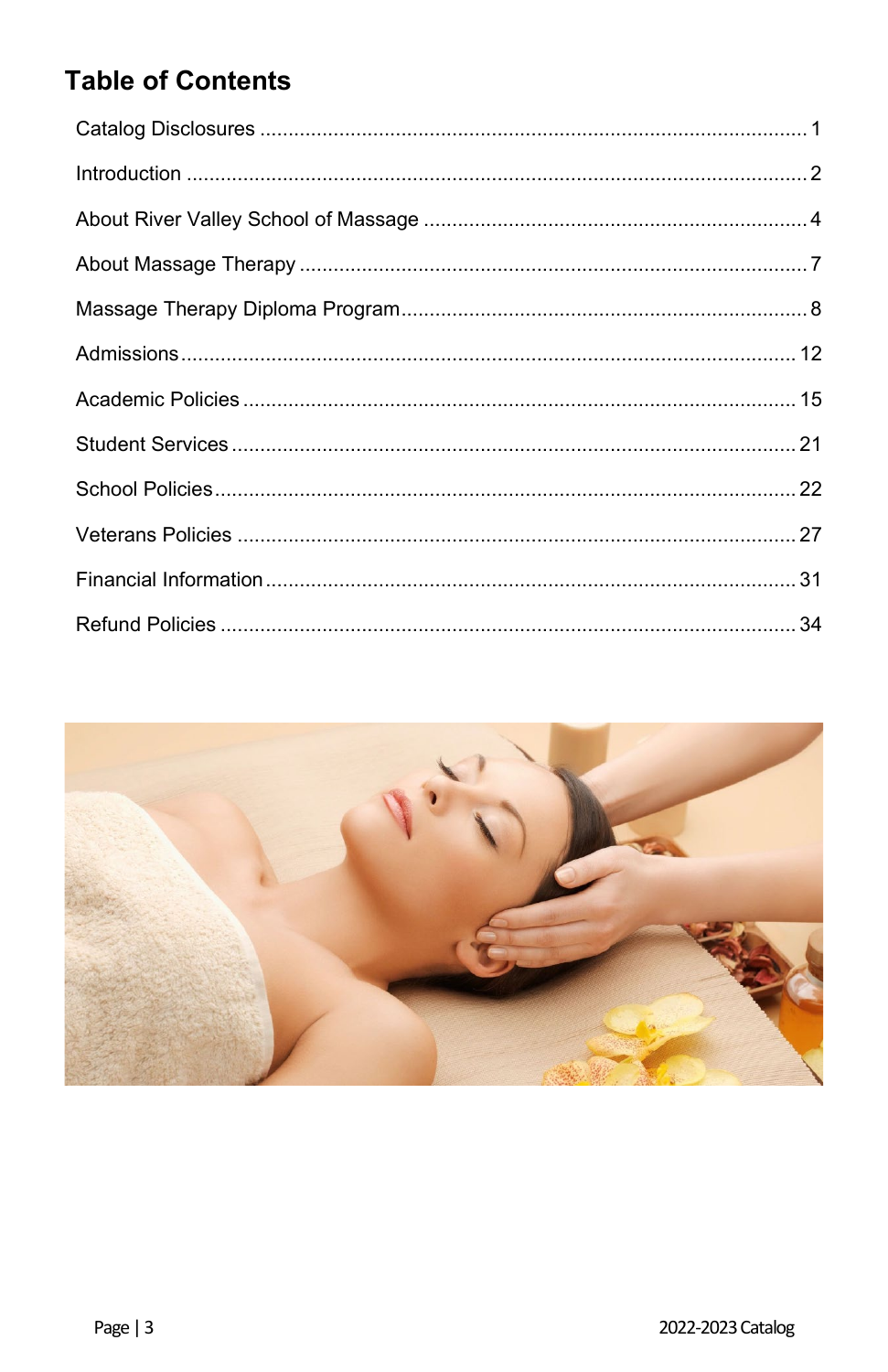## Table of Contents

Catalog Disclosures ........................................................................................................ 1

Introduction ..................................................................................................................... 2

About River Valley School of Massage ............................................................................ 4

About Massage Therapy ................................................................................................. 7

Massage Therapy Diploma Program................................................................................ 8

Admissions ..................................................................................................................... 12

Academic Policies .......................................................................................................... 15

Student Services ............................................................................................................ 21

School Policies ............................................................................................................... 22

Veterans Policies ........................................................................................................... 27

Financial Information ..................................................................................................... 31

Refund Policies .............................................................................................................. 34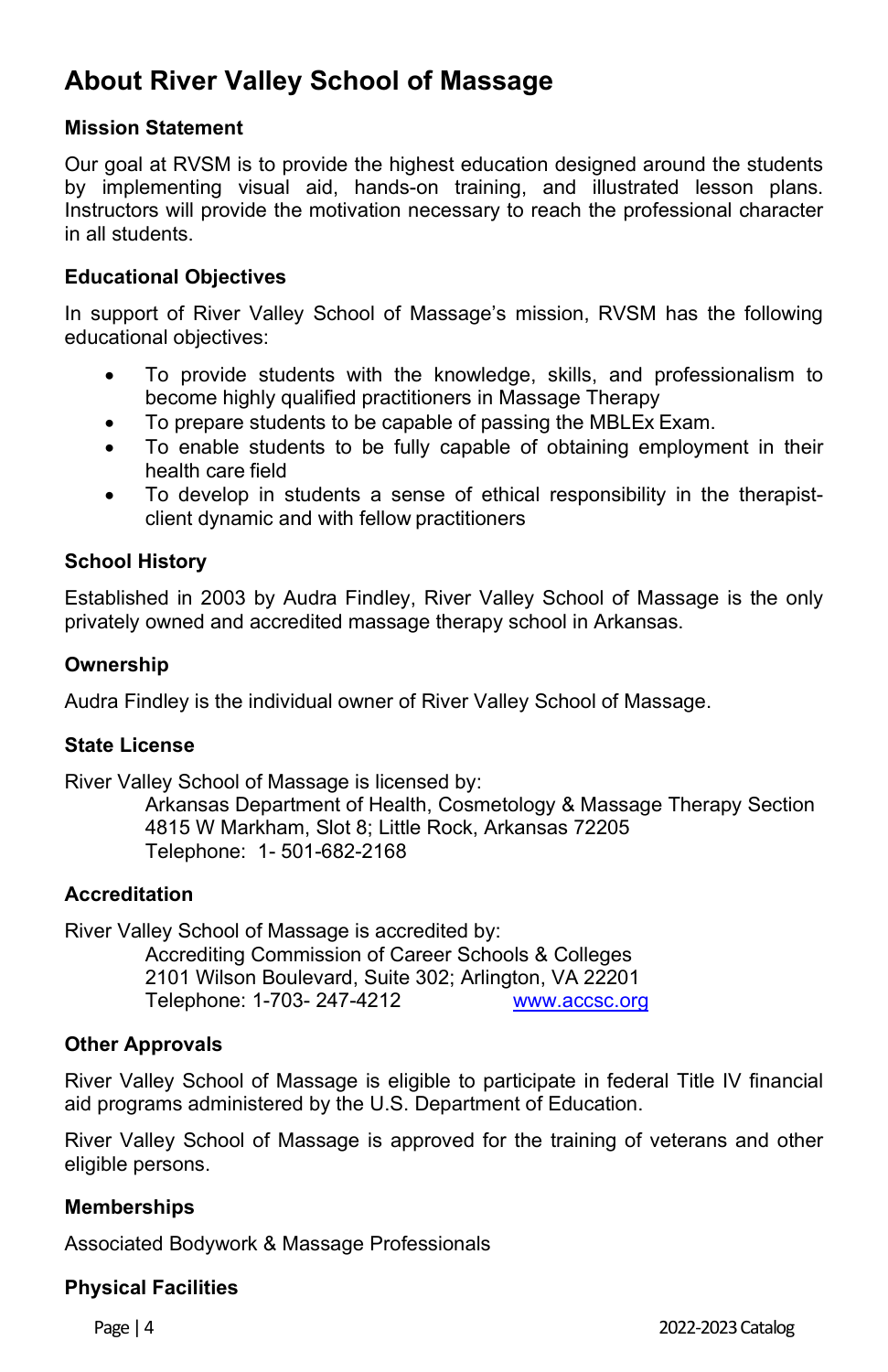# About River Valley School of Massage

### Mission Statement

Our goal at RVSM is to provide the highest education designed around the students by implementing visual aid, hands-on training, and illustrated lesson plans. Instructors will provide the motivation necessary to reach the professional character in all students.

### Educational Objectives

In support of River Valley School of Massage's mission, RVSM has the following educational objectives:

- To provide students with the knowledge, skills, and professionalism to become highly qualified practitioners in Massage Therapy
- To prepare students to be capable of passing the MBLEx Exam.
- To enable students to be fully capable of obtaining employment in their health care field
- To develop in students a sense of ethical responsibility in the therapist-client dynamic and with fellow practitioners

### School History

Established in 2003 by Audra Findley, River Valley School of Massage is the only privately owned and accredited massage therapy school in Arkansas.

### Ownership

Audra Findley is the individual owner of River Valley School of Massage.

### State License

River Valley School of Massage is licensed by:

> Arkansas Department of Health, Cosmetology & Massage Therapy Section
> 4815 W Markham, Slot 8; Little Rock, Arkansas 72205
> Telephone: 1- 501-682-2168

### Accreditation

River Valley School of Massage is accredited by:

> Accrediting Commission of Career Schools & Colleges
> 2101 Wilson Boulevard, Suite 302; Arlington, VA 22201
> Telephone: 1-703- 247-4212 www.accsc.org

### Other Approvals

River Valley School of Massage is eligible to participate in federal Title IV financial aid programs administered by the U.S. Department of Education.

River Valley School of Massage is approved for the training of veterans and other eligible persons.

### Memberships

Associated Bodywork & Massage Professionals

### Physical Facilities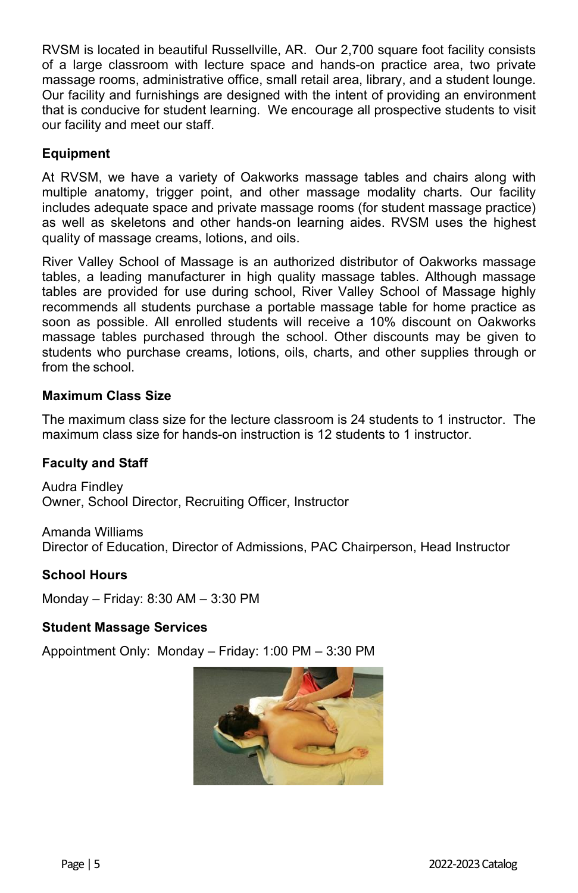RVSM is located in beautiful Russellville, AR. Our 2,700 square foot facility consists of a large classroom with lecture space and hands-on practice area, two private massage rooms, administrative office, small retail area, library, and a student lounge. Our facility and furnishings are designed with the intent of providing an environment that is conducive for student learning. We encourage all prospective students to visit our facility and meet our staff.

### Equipment

At RVSM, we have a variety of Oakworks massage tables and chairs along with multiple anatomy, trigger point, and other massage modality charts. Our facility includes adequate space and private massage rooms (for student massage practice) as well as skeletons and other hands-on learning aides. RVSM uses the highest quality of massage creams, lotions, and oils.

River Valley School of Massage is an authorized distributor of Oakworks massage tables, a leading manufacturer in high quality massage tables. Although massage tables are provided for use during school, River Valley School of Massage highly recommends all students purchase a portable massage table for home practice as soon as possible. All enrolled students will receive a 10% discount on Oakworks massage tables purchased through the school. Other discounts may be given to students who purchase creams, lotions, oils, charts, and other supplies through or from the school.

### Maximum Class Size

The maximum class size for the lecture classroom is 24 students to 1 instructor. The maximum class size for hands-on instruction is 12 students to 1 instructor.

### Faculty and Staff

Audra Findley
Owner, School Director, Recruiting Officer, Instructor

Amanda Williams
Director of Education, Director of Admissions, PAC Chairperson, Head Instructor

### School Hours

Monday – Friday: 8:30 AM – 3:30 PM

### Student Massage Services

Appointment Only: Monday – Friday: 1:00 PM – 3:30 PM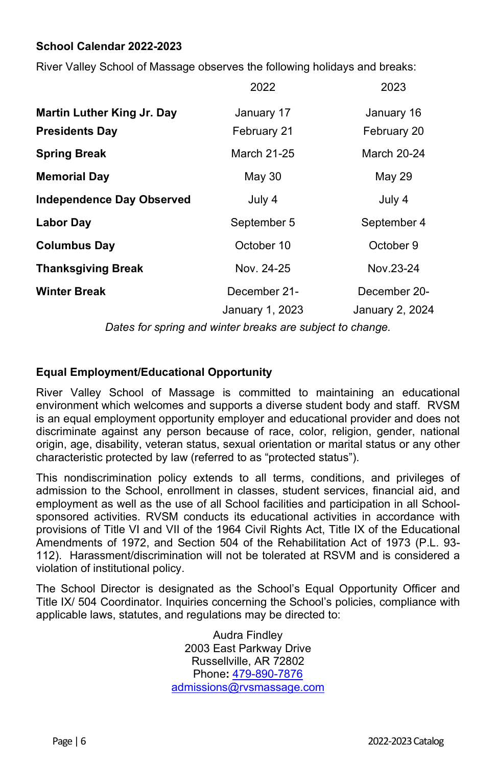### School Calendar 2022-2023

River Valley School of Massage observes the following holidays and breaks:

| | 2022 | 2023 |
|---|---|---|
| **Martin Luther King Jr. Day** | January 17 | January 16 |
| **Presidents Day** | February 21 | February 20 |
| **Spring Break** | March 21-25 | March 20-24 |
| **Memorial Day** | May 30 | May 29 |
| **Independence Day Observed** | July 4 | July 4 |
| **Labor Day** | September 5 | September 4 |
| **Columbus Day** | October 10 | October 9 |
| **Thanksgiving Break** | Nov. 24-25 | Nov.23-24 |
| **Winter Break** | December 21- January 1, 2023 | December 20- January 2, 2024 |

*Dates for spring and winter breaks are subject to change.*

### Equal Employment/Educational Opportunity

River Valley School of Massage is committed to maintaining an educational environment which welcomes and supports a diverse student body and staff. RVSM is an equal employment opportunity employer and educational provider and does not discriminate against any person because of race, color, religion, gender, national origin, age, disability, veteran status, sexual orientation or marital status or any other characteristic protected by law (referred to as "protected status").

This nondiscrimination policy extends to all terms, conditions, and privileges of admission to the School, enrollment in classes, student services, financial aid, and employment as well as the use of all School facilities and participation in all School-sponsored activities. RVSM conducts its educational activities in accordance with provisions of Title VI and VII of the 1964 Civil Rights Act, Title IX of the Educational Amendments of 1972, and Section 504 of the Rehabilitation Act of 1973 (P.L. 93-112). Harassment/discrimination will not be tolerated at RSVM and is considered a violation of institutional policy.

The School Director is designated as the School's Equal Opportunity Officer and Title IX/ 504 Coordinator. Inquiries concerning the School's policies, compliance with applicable laws, statutes, and regulations may be directed to:

Audra Findley
2003 East Parkway Drive
Russellville, AR 72802
Phone**:** 479-890-7876
admissions@rvsmassage.com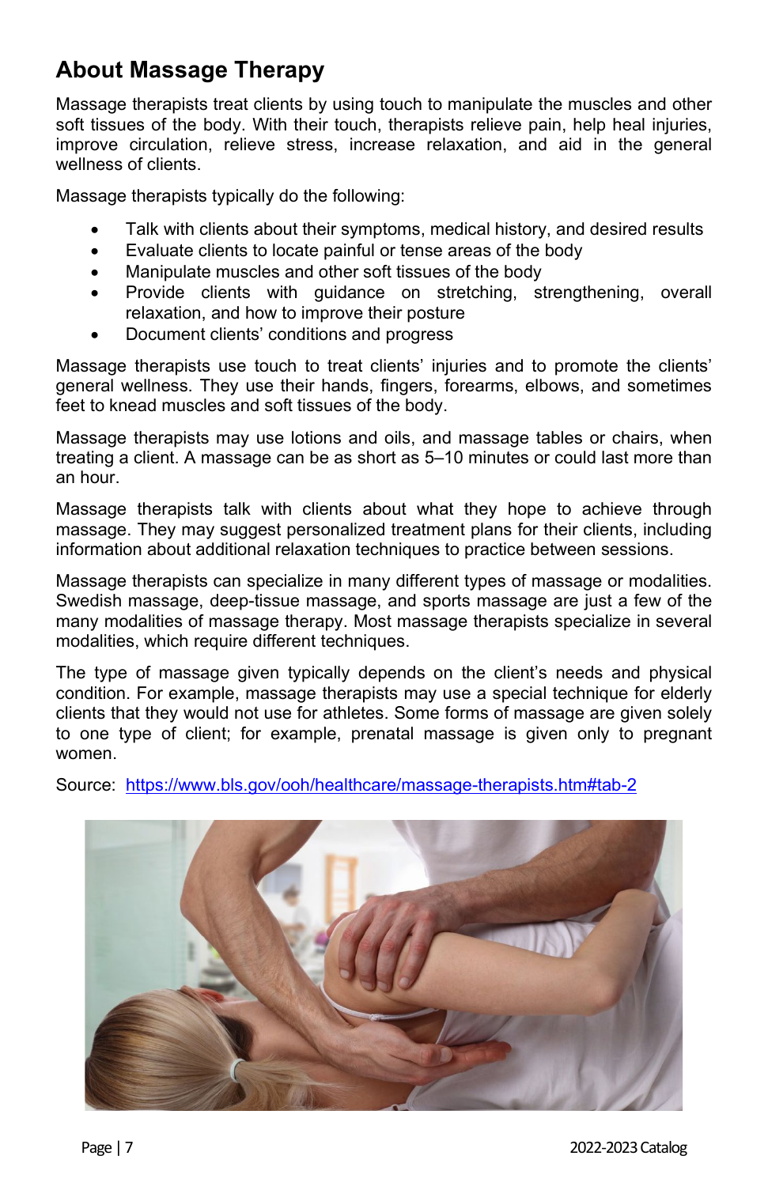## About Massage Therapy

Massage therapists treat clients by using touch to manipulate the muscles and other soft tissues of the body. With their touch, therapists relieve pain, help heal injuries, improve circulation, relieve stress, increase relaxation, and aid in the general wellness of clients.

Massage therapists typically do the following:

- Talk with clients about their symptoms, medical history, and desired results
- Evaluate clients to locate painful or tense areas of the body
- Manipulate muscles and other soft tissues of the body
- Provide clients with guidance on stretching, strengthening, overall relaxation, and how to improve their posture
- Document clients' conditions and progress

Massage therapists use touch to treat clients' injuries and to promote the clients' general wellness. They use their hands, fingers, forearms, elbows, and sometimes feet to knead muscles and soft tissues of the body.

Massage therapists may use lotions and oils, and massage tables or chairs, when treating a client. A massage can be as short as 5–10 minutes or could last more than an hour.

Massage therapists talk with clients about what they hope to achieve through massage. They may suggest personalized treatment plans for their clients, including information about additional relaxation techniques to practice between sessions.

Massage therapists can specialize in many different types of massage or modalities. Swedish massage, deep-tissue massage, and sports massage are just a few of the many modalities of massage therapy. Most massage therapists specialize in several modalities, which require different techniques.

The type of massage given typically depends on the client's needs and physical condition. For example, massage therapists may use a special technique for elderly clients that they would not use for athletes. Some forms of massage are given solely to one type of client; for example, prenatal massage is given only to pregnant women.

Source: https://www.bls.gov/ooh/healthcare/massage-therapists.htm#tab-2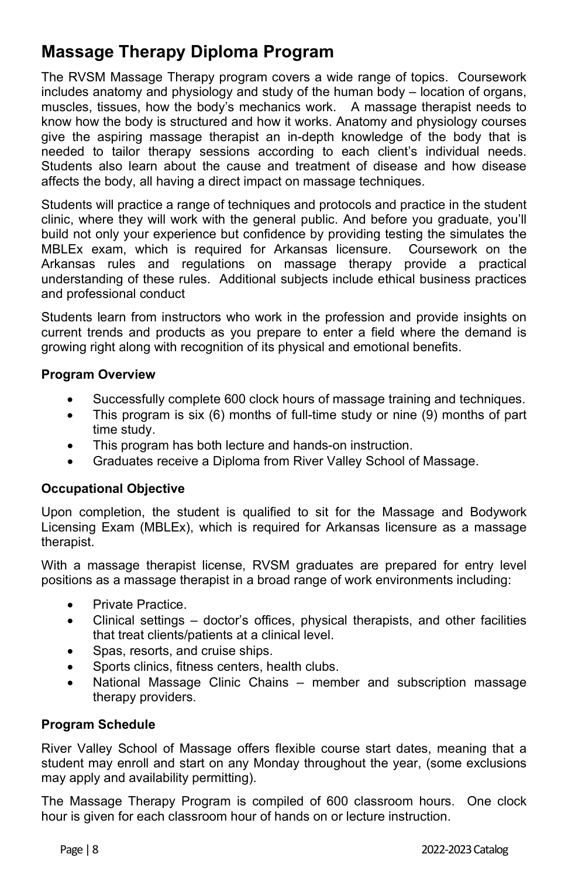# Massage Therapy Diploma Program

The RVSM Massage Therapy program covers a wide range of topics. Coursework includes anatomy and physiology and study of the human body – location of organs, muscles, tissues, how the body's mechanics work. A massage therapist needs to know how the body is structured and how it works. Anatomy and physiology courses give the aspiring massage therapist an in-depth knowledge of the body that is needed to tailor therapy sessions according to each client's individual needs. Students also learn about the cause and treatment of disease and how disease affects the body, all having a direct impact on massage techniques.

Students will practice a range of techniques and protocols and practice in the student clinic, where they will work with the general public. And before you graduate, you'll build not only your experience but confidence by providing testing the simulates the MBLEx exam, which is required for Arkansas licensure. Coursework on the Arkansas rules and regulations on massage therapy provide a practical understanding of these rules. Additional subjects include ethical business practices and professional conduct

Students learn from instructors who work in the profession and provide insights on current trends and products as you prepare to enter a field where the demand is growing right along with recognition of its physical and emotional benefits.

### Program Overview

- Successfully complete 600 clock hours of massage training and techniques.
- This program is six (6) months of full-time study or nine (9) months of part time study.
- This program has both lecture and hands-on instruction.
- Graduates receive a Diploma from River Valley School of Massage.

### Occupational Objective

Upon completion, the student is qualified to sit for the Massage and Bodywork Licensing Exam (MBLEx), which is required for Arkansas licensure as a massage therapist.

With a massage therapist license, RVSM graduates are prepared for entry level positions as a massage therapist in a broad range of work environments including:

- Private Practice.
- Clinical settings – doctor's offices, physical therapists, and other facilities that treat clients/patients at a clinical level.
- Spas, resorts, and cruise ships.
- Sports clinics, fitness centers, health clubs.
- National Massage Clinic Chains – member and subscription massage therapy providers.

### Program Schedule

River Valley School of Massage offers flexible course start dates, meaning that a student may enroll and start on any Monday throughout the year, (some exclusions may apply and availability permitting).

The Massage Therapy Program is compiled of 600 classroom hours. One clock hour is given for each classroom hour of hands on or lecture instruction.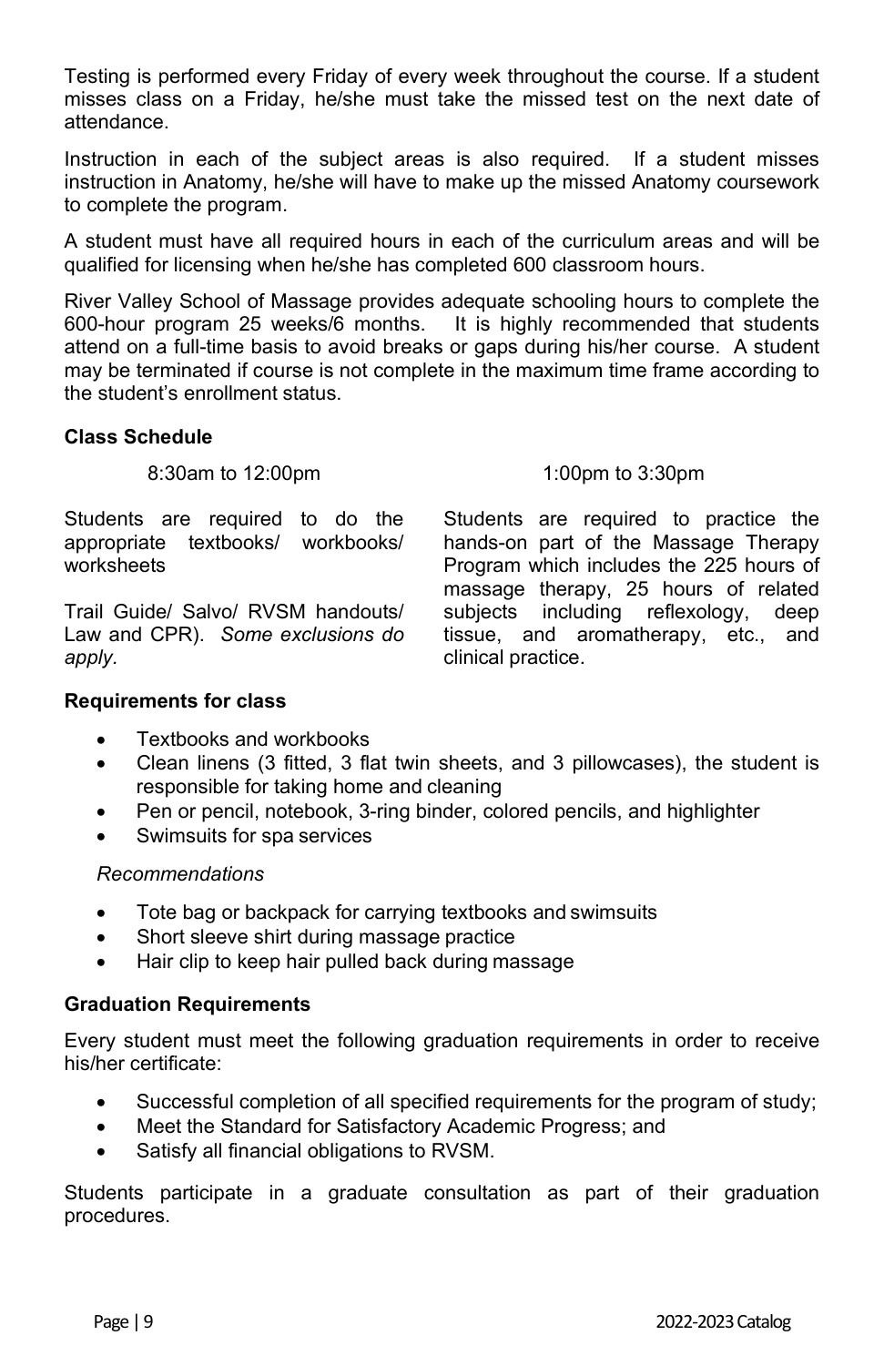Testing is performed every Friday of every week throughout the course. If a student misses class on a Friday, he/she must take the missed test on the next date of attendance.

Instruction in each of the subject areas is also required. If a student misses instruction in Anatomy, he/she will have to make up the missed Anatomy coursework to complete the program.

A student must have all required hours in each of the curriculum areas and will be qualified for licensing when he/she has completed 600 classroom hours.

River Valley School of Massage provides adequate schooling hours to complete the 600-hour program 25 weeks/6 months. It is highly recommended that students attend on a full-time basis to avoid breaks or gaps during his/her course. A student may be terminated if course is not complete in the maximum time frame according to the student's enrollment status.

**Class Schedule**

8:30am to 12:00pm

Students are required to do the appropriate textbooks/ workbooks/ worksheets

Trail Guide/ Salvo/ RVSM handouts/ Law and CPR). *Some exclusions do apply.*

1:00pm to 3:30pm

Students are required to practice the hands-on part of the Massage Therapy Program which includes the 225 hours of massage therapy, 25 hours of related subjects including reflexology, deep tissue, and aromatherapy, etc., and clinical practice.

**Requirements for class**

- Textbooks and workbooks
- Clean linens (3 fitted, 3 flat twin sheets, and 3 pillowcases), the student is responsible for taking home and cleaning
- Pen or pencil, notebook, 3-ring binder, colored pencils, and highlighter
- Swimsuits for spa services

*Recommendations*

- Tote bag or backpack for carrying textbooks and swimsuits
- Short sleeve shirt during massage practice
- Hair clip to keep hair pulled back during massage

**Graduation Requirements**

Every student must meet the following graduation requirements in order to receive his/her certificate:

- Successful completion of all specified requirements for the program of study;
- Meet the Standard for Satisfactory Academic Progress; and
- Satisfy all financial obligations to RVSM.

Students participate in a graduate consultation as part of their graduation procedures.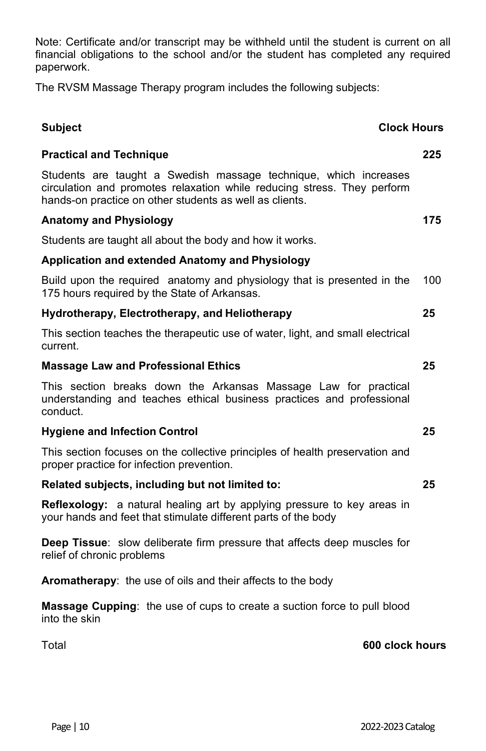Note: Certificate and/or transcript may be withheld until the student is current on all financial obligations to the school and/or the student has completed any required paperwork.

The RVSM Massage Therapy program includes the following subjects:

| Subject | Clock Hours |
|---|---|
| **Practical and Technique** | **225** |
| Students are taught a Swedish massage technique, which increases circulation and promotes relaxation while reducing stress. They perform hands-on practice on other students as well as clients. | |
| **Anatomy and Physiology** | **175** |
| Students are taught all about the body and how it works. | |
| **Application and extended Anatomy and Physiology** | |
| Build upon the required anatomy and physiology that is presented in the 175 hours required by the State of Arkansas. | 100 |
| **Hydrotherapy, Electrotherapy, and Heliotherapy** | **25** |
| This section teaches the therapeutic use of water, light, and small electrical current. | |
| **Massage Law and Professional Ethics** | **25** |
| This section breaks down the Arkansas Massage Law for practical understanding and teaches ethical business practices and professional conduct. | |
| **Hygiene and Infection Control** | **25** |
| This section focuses on the collective principles of health preservation and proper practice for infection prevention. | |
| **Related subjects, including but not limited to:** | **25** |
| **Reflexology:** a natural healing art by applying pressure to key areas in your hands and feet that stimulate different parts of the body | |
| **Deep Tissue**: slow deliberate firm pressure that affects deep muscles for relief of chronic problems | |
| **Aromatherapy**: the use of oils and their affects to the body | |
| **Massage Cupping**: the use of cups to create a suction force to pull blood into the skin | |
| Total | **600 clock hours** |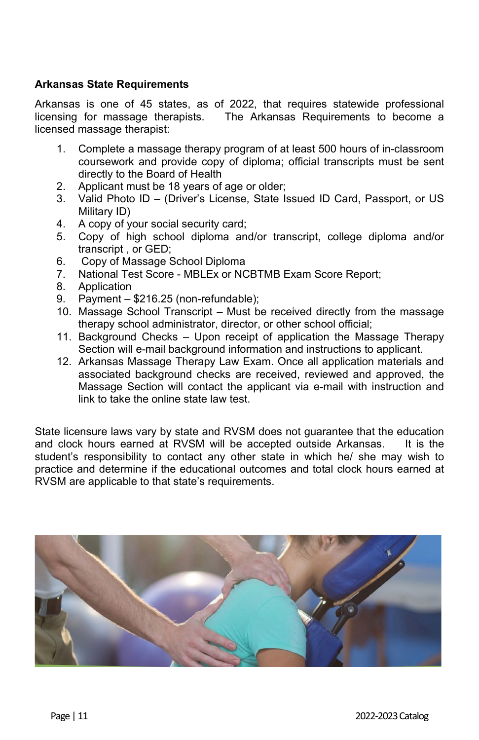**Arkansas State Requirements**

Arkansas is one of 45 states, as of 2022, that requires statewide professional licensing for massage therapists. The Arkansas Requirements to become a licensed massage therapist:

1. Complete a massage therapy program of at least 500 hours of in-classroom coursework and provide copy of diploma; official transcripts must be sent directly to the Board of Health
2. Applicant must be 18 years of age or older;
3. Valid Photo ID – (Driver's License, State Issued ID Card, Passport, or US Military ID)
4. A copy of your social security card;
5. Copy of high school diploma and/or transcript, college diploma and/or transcript , or GED;
6. Copy of Massage School Diploma
7. National Test Score - MBLEx or NCBTMB Exam Score Report;
8. Application
9. Payment – $216.25 (non-refundable);
10. Massage School Transcript – Must be received directly from the massage therapy school administrator, director, or other school official;
11. Background Checks – Upon receipt of application the Massage Therapy Section will e-mail background information and instructions to applicant.
12. Arkansas Massage Therapy Law Exam. Once all application materials and associated background checks are received, reviewed and approved, the Massage Section will contact the applicant via e-mail with instruction and link to take the online state law test.

State licensure laws vary by state and RVSM does not guarantee that the education and clock hours earned at RVSM will be accepted outside Arkansas. It is the student's responsibility to contact any other state in which he/ she may wish to practice and determine if the educational outcomes and total clock hours earned at RVSM are applicable to that state's requirements.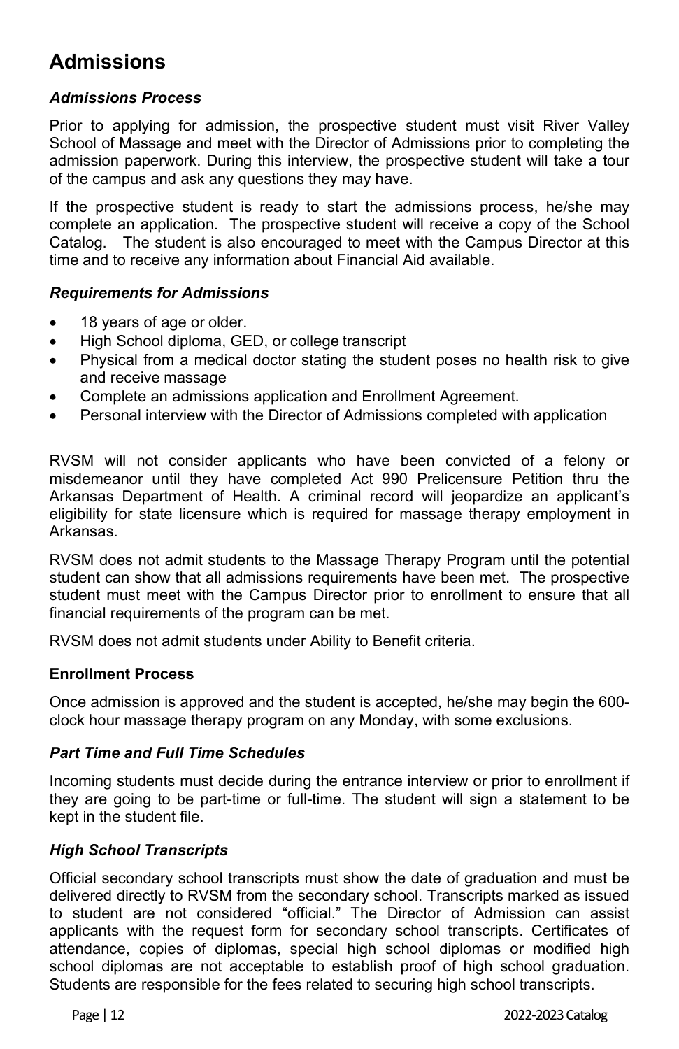# Admissions

### *Admissions Process*

Prior to applying for admission, the prospective student must visit River Valley School of Massage and meet with the Director of Admissions prior to completing the admission paperwork. During this interview, the prospective student will take a tour of the campus and ask any questions they may have.

If the prospective student is ready to start the admissions process, he/she may complete an application. The prospective student will receive a copy of the School Catalog. The student is also encouraged to meet with the Campus Director at this time and to receive any information about Financial Aid available.

### *Requirements for Admissions*

- 18 years of age or older.
- High School diploma, GED, or college transcript
- Physical from a medical doctor stating the student poses no health risk to give and receive massage
- Complete an admissions application and Enrollment Agreement.
- Personal interview with the Director of Admissions completed with application

RVSM will not consider applicants who have been convicted of a felony or misdemeanor until they have completed Act 990 Prelicensure Petition thru the Arkansas Department of Health. A criminal record will jeopardize an applicant's eligibility for state licensure which is required for massage therapy employment in Arkansas.

RVSM does not admit students to the Massage Therapy Program until the potential student can show that all admissions requirements have been met. The prospective student must meet with the Campus Director prior to enrollment to ensure that all financial requirements of the program can be met.

RVSM does not admit students under Ability to Benefit criteria.

### **Enrollment Process**

Once admission is approved and the student is accepted, he/she may begin the 600-clock hour massage therapy program on any Monday, with some exclusions.

### *Part Time and Full Time Schedules*

Incoming students must decide during the entrance interview or prior to enrollment if they are going to be part-time or full-time. The student will sign a statement to be kept in the student file.

### *High School Transcripts*

Official secondary school transcripts must show the date of graduation and must be delivered directly to RVSM from the secondary school. Transcripts marked as issued to student are not considered "official." The Director of Admission can assist applicants with the request form for secondary school transcripts. Certificates of attendance, copies of diplomas, special high school diplomas or modified high school diplomas are not acceptable to establish proof of high school graduation. Students are responsible for the fees related to securing high school transcripts.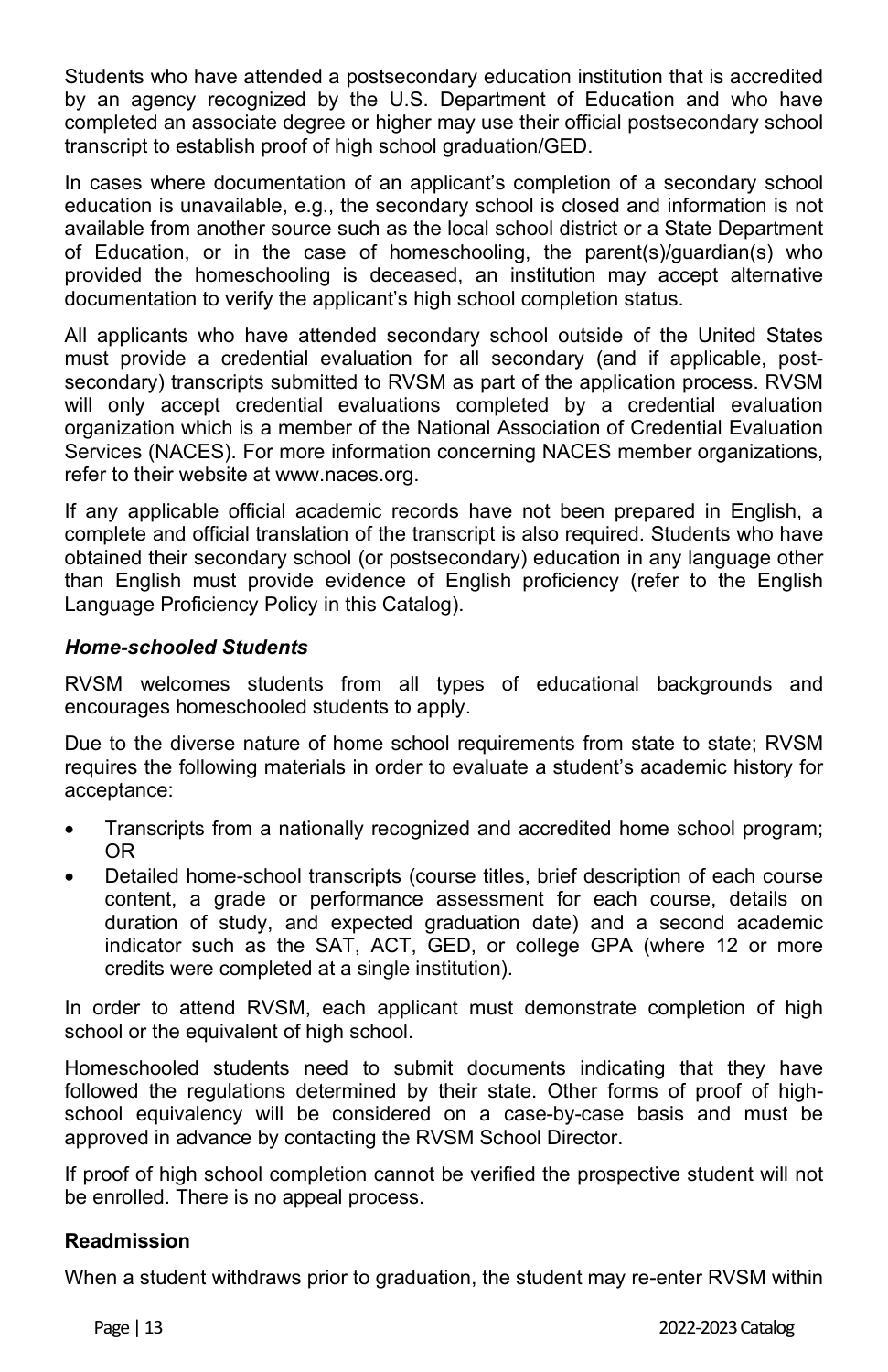Students who have attended a postsecondary education institution that is accredited by an agency recognized by the U.S. Department of Education and who have completed an associate degree or higher may use their official postsecondary school transcript to establish proof of high school graduation/GED.

In cases where documentation of an applicant's completion of a secondary school education is unavailable, e.g., the secondary school is closed and information is not available from another source such as the local school district or a State Department of Education, or in the case of homeschooling, the parent(s)/guardian(s) who provided the homeschooling is deceased, an institution may accept alternative documentation to verify the applicant's high school completion status.

All applicants who have attended secondary school outside of the United States must provide a credential evaluation for all secondary (and if applicable, post-secondary) transcripts submitted to RVSM as part of the application process. RVSM will only accept credential evaluations completed by a credential evaluation organization which is a member of the National Association of Credential Evaluation Services (NACES). For more information concerning NACES member organizations, refer to their website at www.naces.org.

If any applicable official academic records have not been prepared in English, a complete and official translation of the transcript is also required. Students who have obtained their secondary school (or postsecondary) education in any language other than English must provide evidence of English proficiency (refer to the English Language Proficiency Policy in this Catalog).

### *Home-schooled Students*

RVSM welcomes students from all types of educational backgrounds and encourages homeschooled students to apply.

Due to the diverse nature of home school requirements from state to state; RVSM requires the following materials in order to evaluate a student's academic history for acceptance:

- Transcripts from a nationally recognized and accredited home school program; OR
- Detailed home-school transcripts (course titles, brief description of each course content, a grade or performance assessment for each course, details on duration of study, and expected graduation date) and a second academic indicator such as the SAT, ACT, GED, or college GPA (where 12 or more credits were completed at a single institution).

In order to attend RVSM, each applicant must demonstrate completion of high school or the equivalent of high school.

Homeschooled students need to submit documents indicating that they have followed the regulations determined by their state. Other forms of proof of high-school equivalency will be considered on a case-by-case basis and must be approved in advance by contacting the RVSM School Director.

If proof of high school completion cannot be verified the prospective student will not be enrolled. There is no appeal process.

### Readmission

When a student withdraws prior to graduation, the student may re-enter RVSM within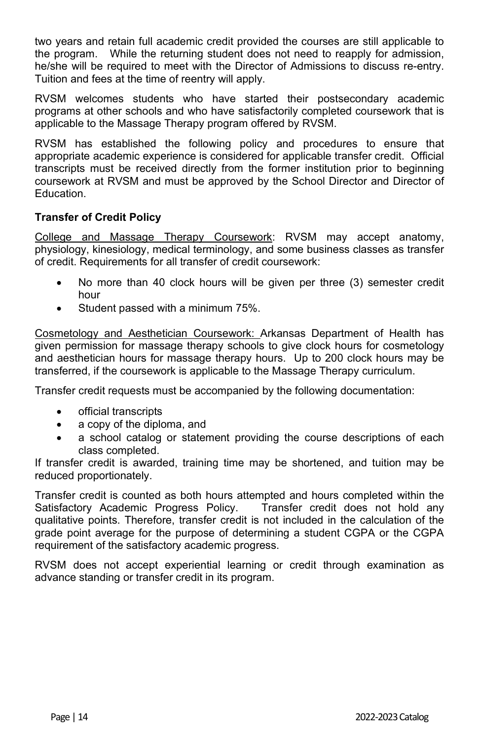two years and retain full academic credit provided the courses are still applicable to the program. While the returning student does not need to reapply for admission, he/she will be required to meet with the Director of Admissions to discuss re-entry. Tuition and fees at the time of reentry will apply.

RVSM welcomes students who have started their postsecondary academic programs at other schools and who have satisfactorily completed coursework that is applicable to the Massage Therapy program offered by RVSM.

RVSM has established the following policy and procedures to ensure that appropriate academic experience is considered for applicable transfer credit. Official transcripts must be received directly from the former institution prior to beginning coursework at RVSM and must be approved by the School Director and Director of Education.

**Transfer of Credit Policy**

<u>College and Massage Therapy Coursework</u>: RVSM may accept anatomy, physiology, kinesiology, medical terminology, and some business classes as transfer of credit. Requirements for all transfer of credit coursework:

- No more than 40 clock hours will be given per three (3) semester credit hour
- Student passed with a minimum 75%.

<u>Cosmetology and Aesthetician Coursework:</u> Arkansas Department of Health has given permission for massage therapy schools to give clock hours for cosmetology and aesthetician hours for massage therapy hours. Up to 200 clock hours may be transferred, if the coursework is applicable to the Massage Therapy curriculum.

Transfer credit requests must be accompanied by the following documentation:

- official transcripts
- a copy of the diploma, and
- a school catalog or statement providing the course descriptions of each class completed.

If transfer credit is awarded, training time may be shortened, and tuition may be reduced proportionately.

Transfer credit is counted as both hours attempted and hours completed within the Satisfactory Academic Progress Policy. Transfer credit does not hold any qualitative points. Therefore, transfer credit is not included in the calculation of the grade point average for the purpose of determining a student CGPA or the CGPA requirement of the satisfactory academic progress.

RVSM does not accept experiential learning or credit through examination as advance standing or transfer credit in its program.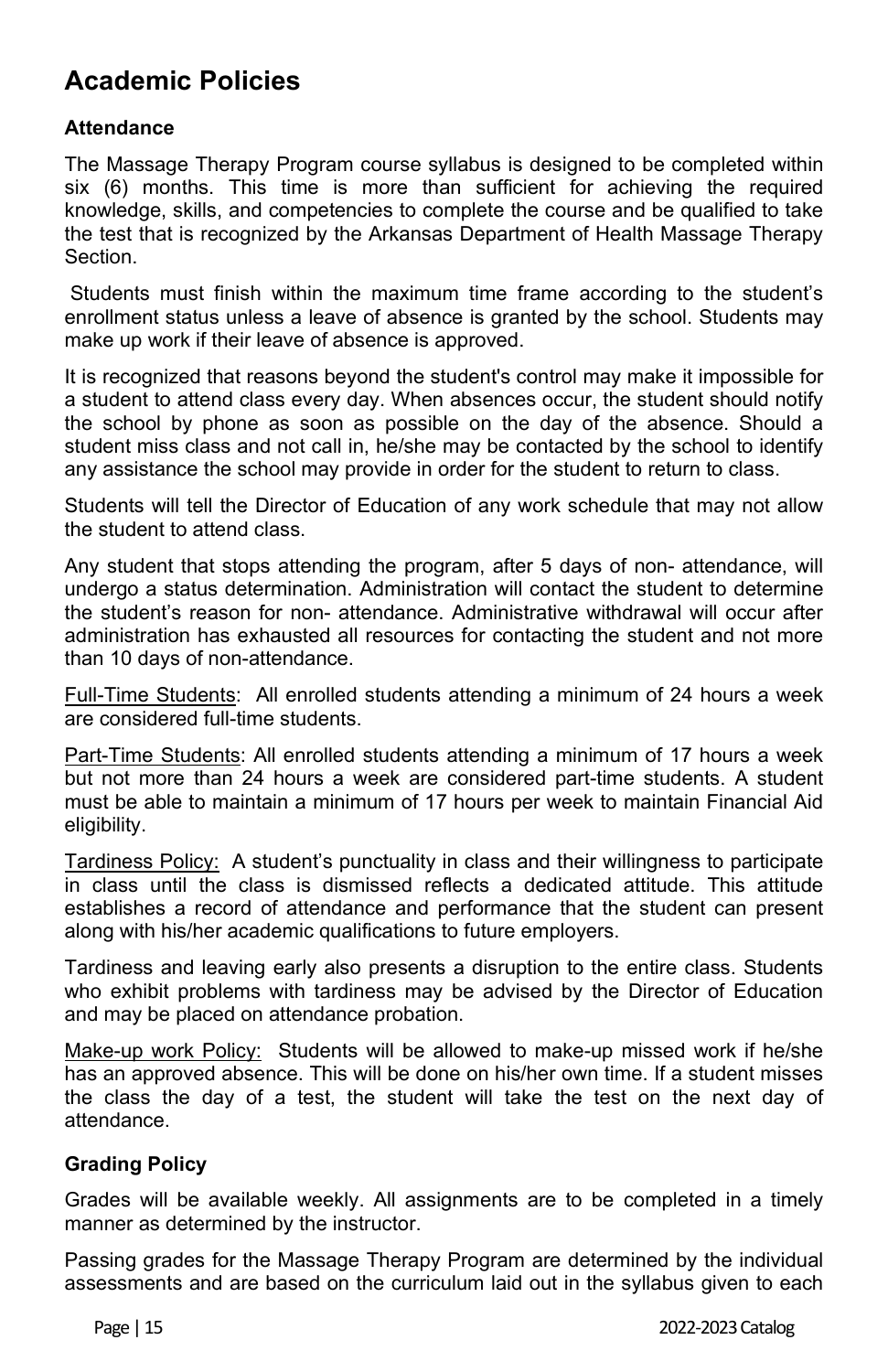# Academic Policies

### Attendance

The Massage Therapy Program course syllabus is designed to be completed within six (6) months. This time is more than sufficient for achieving the required knowledge, skills, and competencies to complete the course and be qualified to take the test that is recognized by the Arkansas Department of Health Massage Therapy Section.

Students must finish within the maximum time frame according to the student's enrollment status unless a leave of absence is granted by the school. Students may make up work if their leave of absence is approved.

It is recognized that reasons beyond the student's control may make it impossible for a student to attend class every day. When absences occur, the student should notify the school by phone as soon as possible on the day of the absence. Should a student miss class and not call in, he/she may be contacted by the school to identify any assistance the school may provide in order for the student to return to class.

Students will tell the Director of Education of any work schedule that may not allow the student to attend class.

Any student that stops attending the program, after 5 days of non- attendance, will undergo a status determination. Administration will contact the student to determine the student's reason for non- attendance. Administrative withdrawal will occur after administration has exhausted all resources for contacting the student and not more than 10 days of non-attendance.

<u>Full-Time Students</u>: All enrolled students attending a minimum of 24 hours a week are considered full-time students.

<u>Part-Time Students</u>: All enrolled students attending a minimum of 17 hours a week but not more than 24 hours a week are considered part-time students. A student must be able to maintain a minimum of 17 hours per week to maintain Financial Aid eligibility.

<u>Tardiness Policy:</u> A student's punctuality in class and their willingness to participate in class until the class is dismissed reflects a dedicated attitude. This attitude establishes a record of attendance and performance that the student can present along with his/her academic qualifications to future employers.

Tardiness and leaving early also presents a disruption to the entire class. Students who exhibit problems with tardiness may be advised by the Director of Education and may be placed on attendance probation.

<u>Make-up work Policy:</u> Students will be allowed to make-up missed work if he/she has an approved absence. This will be done on his/her own time. If a student misses the class the day of a test, the student will take the test on the next day of attendance.

### Grading Policy

Grades will be available weekly. All assignments are to be completed in a timely manner as determined by the instructor.

Passing grades for the Massage Therapy Program are determined by the individual assessments and are based on the curriculum laid out in the syllabus given to each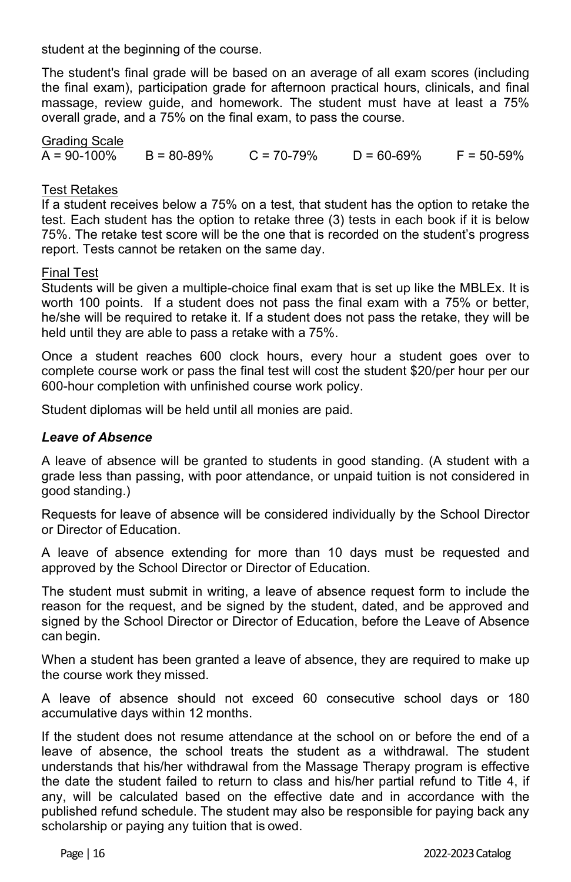student at the beginning of the course.

The student's final grade will be based on an average of all exam scores (including the final exam), participation grade for afternoon practical hours, clinicals, and final massage, review guide, and homework. The student must have at least a 75% overall grade, and a 75% on the final exam, to pass the course.

<u>Grading Scale</u>

| A = 90-100% | B = 80-89% | C = 70-79% | D = 60-69% | F = 50-59% |
|---|---|---|---|---|

<u>Test Retakes</u>

If a student receives below a 75% on a test, that student has the option to retake the test. Each student has the option to retake three (3) tests in each book if it is below 75%. The retake test score will be the one that is recorded on the student's progress report. Tests cannot be retaken on the same day.

<u>Final Test</u>

Students will be given a multiple-choice final exam that is set up like the MBLEx. It is worth 100 points. If a student does not pass the final exam with a 75% or better, he/she will be required to retake it. If a student does not pass the retake, they will be held until they are able to pass a retake with a 75%.

Once a student reaches 600 clock hours, every hour a student goes over to complete course work or pass the final test will cost the student $20/per hour per our 600-hour completion with unfinished course work policy.

Student diplomas will be held until all monies are paid.

### *Leave of Absence*

A leave of absence will be granted to students in good standing. (A student with a grade less than passing, with poor attendance, or unpaid tuition is not considered in good standing.)

Requests for leave of absence will be considered individually by the School Director or Director of Education.

A leave of absence extending for more than 10 days must be requested and approved by the School Director or Director of Education.

The student must submit in writing, a leave of absence request form to include the reason for the request, and be signed by the student, dated, and be approved and signed by the School Director or Director of Education, before the Leave of Absence can begin.

When a student has been granted a leave of absence, they are required to make up the course work they missed.

A leave of absence should not exceed 60 consecutive school days or 180 accumulative days within 12 months.

If the student does not resume attendance at the school on or before the end of a leave of absence, the school treats the student as a withdrawal. The student understands that his/her withdrawal from the Massage Therapy program is effective the date the student failed to return to class and his/her partial refund to Title 4, if any, will be calculated based on the effective date and in accordance with the published refund schedule. The student may also be responsible for paying back any scholarship or paying any tuition that is owed.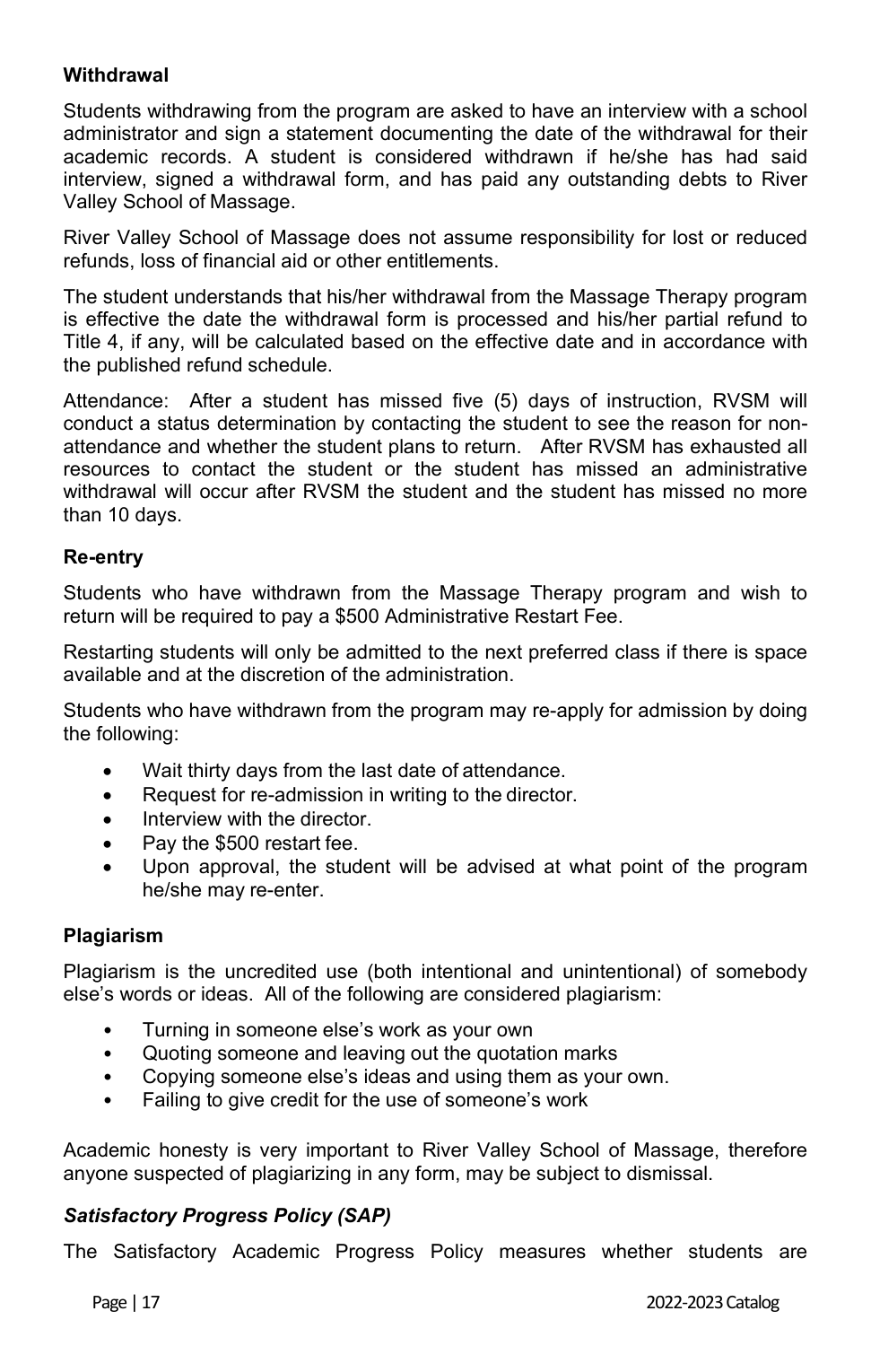**Withdrawal**

Students withdrawing from the program are asked to have an interview with a school administrator and sign a statement documenting the date of the withdrawal for their academic records. A student is considered withdrawn if he/she has had said interview, signed a withdrawal form, and has paid any outstanding debts to River Valley School of Massage.

River Valley School of Massage does not assume responsibility for lost or reduced refunds, loss of financial aid or other entitlements.

The student understands that his/her withdrawal from the Massage Therapy program is effective the date the withdrawal form is processed and his/her partial refund to Title 4, if any, will be calculated based on the effective date and in accordance with the published refund schedule.

Attendance: After a student has missed five (5) days of instruction, RVSM will conduct a status determination by contacting the student to see the reason for non-attendance and whether the student plans to return. After RVSM has exhausted all resources to contact the student or the student has missed an administrative withdrawal will occur after RVSM the student and the student has missed no more than 10 days.

**Re-entry**

Students who have withdrawn from the Massage Therapy program and wish to return will be required to pay a $500 Administrative Restart Fee.

Restarting students will only be admitted to the next preferred class if there is space available and at the discretion of the administration.

Students who have withdrawn from the program may re-apply for admission by doing the following:

- Wait thirty days from the last date of attendance.
- Request for re-admission in writing to the director.
- Interview with the director.
- Pay the $500 restart fee.
- Upon approval, the student will be advised at what point of the program he/she may re-enter.

**Plagiarism**

Plagiarism is the uncredited use (both intentional and unintentional) of somebody else's words or ideas. All of the following are considered plagiarism:

- Turning in someone else's work as your own
- Quoting someone and leaving out the quotation marks
- Copying someone else's ideas and using them as your own.
- Failing to give credit for the use of someone's work

Academic honesty is very important to River Valley School of Massage, therefore anyone suspected of plagiarizing in any form, may be subject to dismissal.

***Satisfactory Progress Policy (SAP)***

The Satisfactory Academic Progress Policy measures whether students are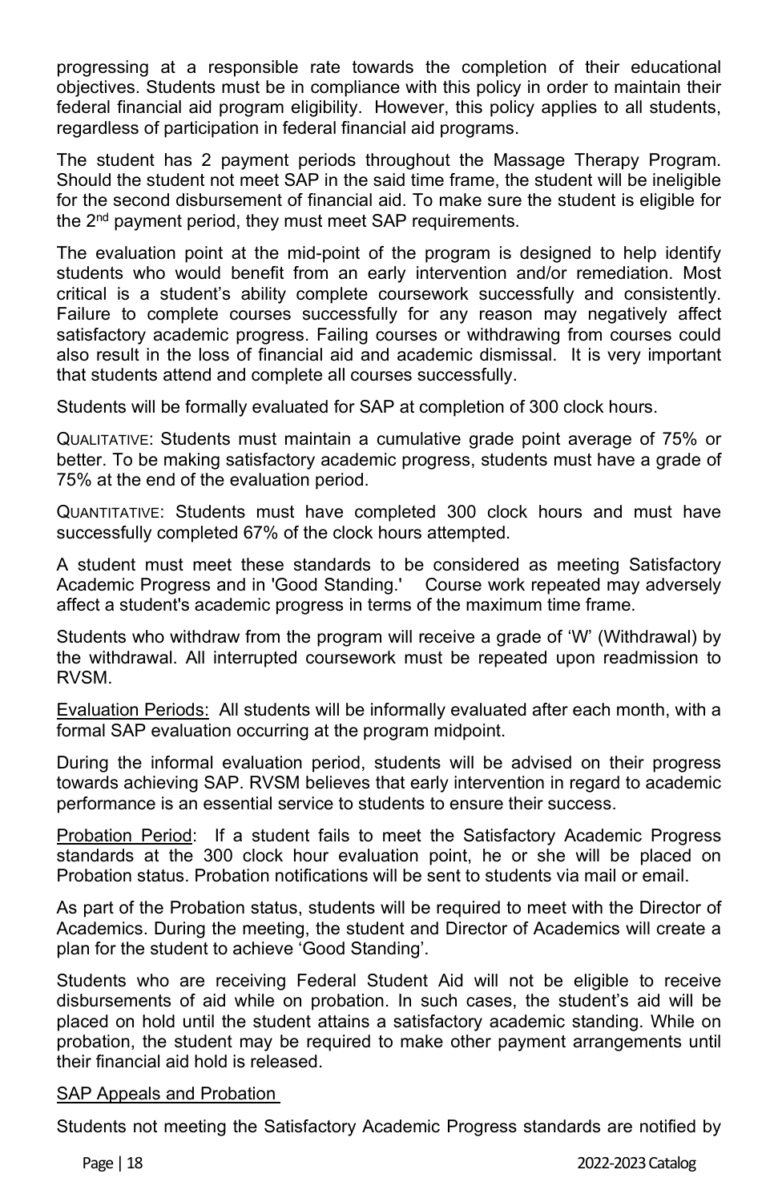progressing at a responsible rate towards the completion of their educational objectives. Students must be in compliance with this policy in order to maintain their federal financial aid program eligibility. However, this policy applies to all students, regardless of participation in federal financial aid programs.

The student has 2 payment periods throughout the Massage Therapy Program. Should the student not meet SAP in the said time frame, the student will be ineligible for the second disbursement of financial aid. To make sure the student is eligible for the 2nd payment period, they must meet SAP requirements.

The evaluation point at the mid-point of the program is designed to help identify students who would benefit from an early intervention and/or remediation. Most critical is a student's ability complete coursework successfully and consistently. Failure to complete courses successfully for any reason may negatively affect satisfactory academic progress. Failing courses or withdrawing from courses could also result in the loss of financial aid and academic dismissal. It is very important that students attend and complete all courses successfully.

Students will be formally evaluated for SAP at completion of 300 clock hours.

QUALITATIVE: Students must maintain a cumulative grade point average of 75% or better. To be making satisfactory academic progress, students must have a grade of 75% at the end of the evaluation period.

QUANTITATIVE: Students must have completed 300 clock hours and must have successfully completed 67% of the clock hours attempted.

A student must meet these standards to be considered as meeting Satisfactory Academic Progress and in 'Good Standing.' Course work repeated may adversely affect a student's academic progress in terms of the maximum time frame.

Students who withdraw from the program will receive a grade of 'W' (Withdrawal) by the withdrawal. All interrupted coursework must be repeated upon readmission to RVSM.

Evaluation Periods: All students will be informally evaluated after each month, with a formal SAP evaluation occurring at the program midpoint.

During the informal evaluation period, students will be advised on their progress towards achieving SAP. RVSM believes that early intervention in regard to academic performance is an essential service to students to ensure their success.

Probation Period: If a student fails to meet the Satisfactory Academic Progress standards at the 300 clock hour evaluation point, he or she will be placed on Probation status. Probation notifications will be sent to students via mail or email.

As part of the Probation status, students will be required to meet with the Director of Academics. During the meeting, the student and Director of Academics will create a plan for the student to achieve 'Good Standing'.

Students who are receiving Federal Student Aid will not be eligible to receive disbursements of aid while on probation. In such cases, the student's aid will be placed on hold until the student attains a satisfactory academic standing. While on probation, the student may be required to make other payment arrangements until their financial aid hold is released.

SAP Appeals and Probation

Students not meeting the Satisfactory Academic Progress standards are notified by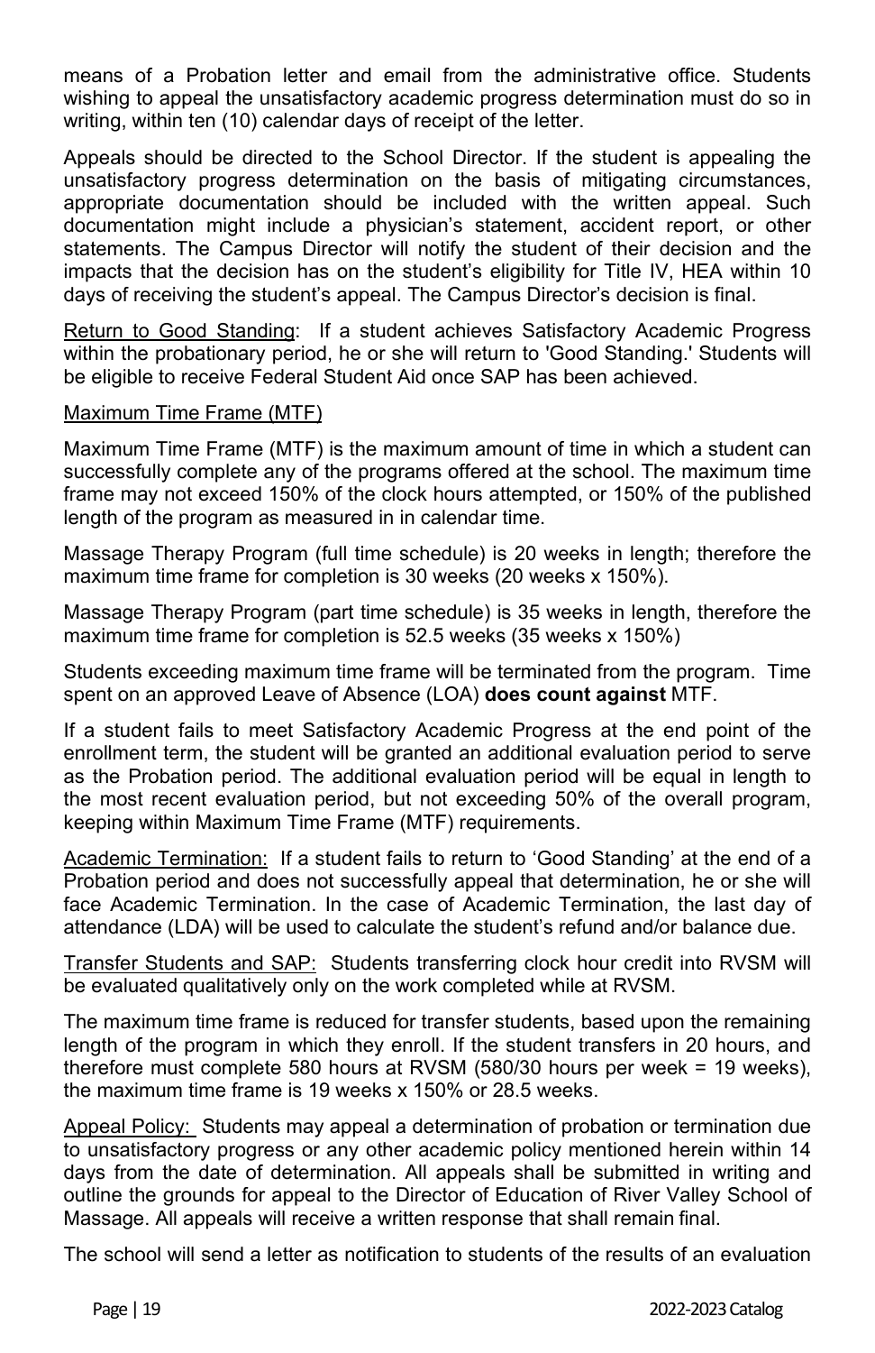means of a Probation letter and email from the administrative office. Students wishing to appeal the unsatisfactory academic progress determination must do so in writing, within ten (10) calendar days of receipt of the letter.

Appeals should be directed to the School Director. If the student is appealing the unsatisfactory progress determination on the basis of mitigating circumstances, appropriate documentation should be included with the written appeal. Such documentation might include a physician's statement, accident report, or other statements. The Campus Director will notify the student of their decision and the impacts that the decision has on the student's eligibility for Title IV, HEA within 10 days of receiving the student's appeal. The Campus Director's decision is final.

<u>Return to Good Standing</u>: If a student achieves Satisfactory Academic Progress within the probationary period, he or she will return to 'Good Standing.' Students will be eligible to receive Federal Student Aid once SAP has been achieved.

<u>Maximum Time Frame (MTF)</u>

Maximum Time Frame (MTF) is the maximum amount of time in which a student can successfully complete any of the programs offered at the school. The maximum time frame may not exceed 150% of the clock hours attempted, or 150% of the published length of the program as measured in in calendar time.

Massage Therapy Program (full time schedule) is 20 weeks in length; therefore the maximum time frame for completion is 30 weeks (20 weeks x 150%).

Massage Therapy Program (part time schedule) is 35 weeks in length, therefore the maximum time frame for completion is 52.5 weeks (35 weeks x 150%)

Students exceeding maximum time frame will be terminated from the program. Time spent on an approved Leave of Absence (LOA) **does count against** MTF.

If a student fails to meet Satisfactory Academic Progress at the end point of the enrollment term, the student will be granted an additional evaluation period to serve as the Probation period. The additional evaluation period will be equal in length to the most recent evaluation period, but not exceeding 50% of the overall program, keeping within Maximum Time Frame (MTF) requirements.

<u>Academic Termination:</u> If a student fails to return to 'Good Standing' at the end of a Probation period and does not successfully appeal that determination, he or she will face Academic Termination. In the case of Academic Termination, the last day of attendance (LDA) will be used to calculate the student's refund and/or balance due.

<u>Transfer Students and SAP:</u> Students transferring clock hour credit into RVSM will be evaluated qualitatively only on the work completed while at RVSM.

The maximum time frame is reduced for transfer students, based upon the remaining length of the program in which they enroll. If the student transfers in 20 hours, and therefore must complete 580 hours at RVSM (580/30 hours per week = 19 weeks), the maximum time frame is 19 weeks x 150% or 28.5 weeks.

<u>Appeal Policy:</u> Students may appeal a determination of probation or termination due to unsatisfactory progress or any other academic policy mentioned herein within 14 days from the date of determination. All appeals shall be submitted in writing and outline the grounds for appeal to the Director of Education of River Valley School of Massage. All appeals will receive a written response that shall remain final.

The school will send a letter as notification to students of the results of an evaluation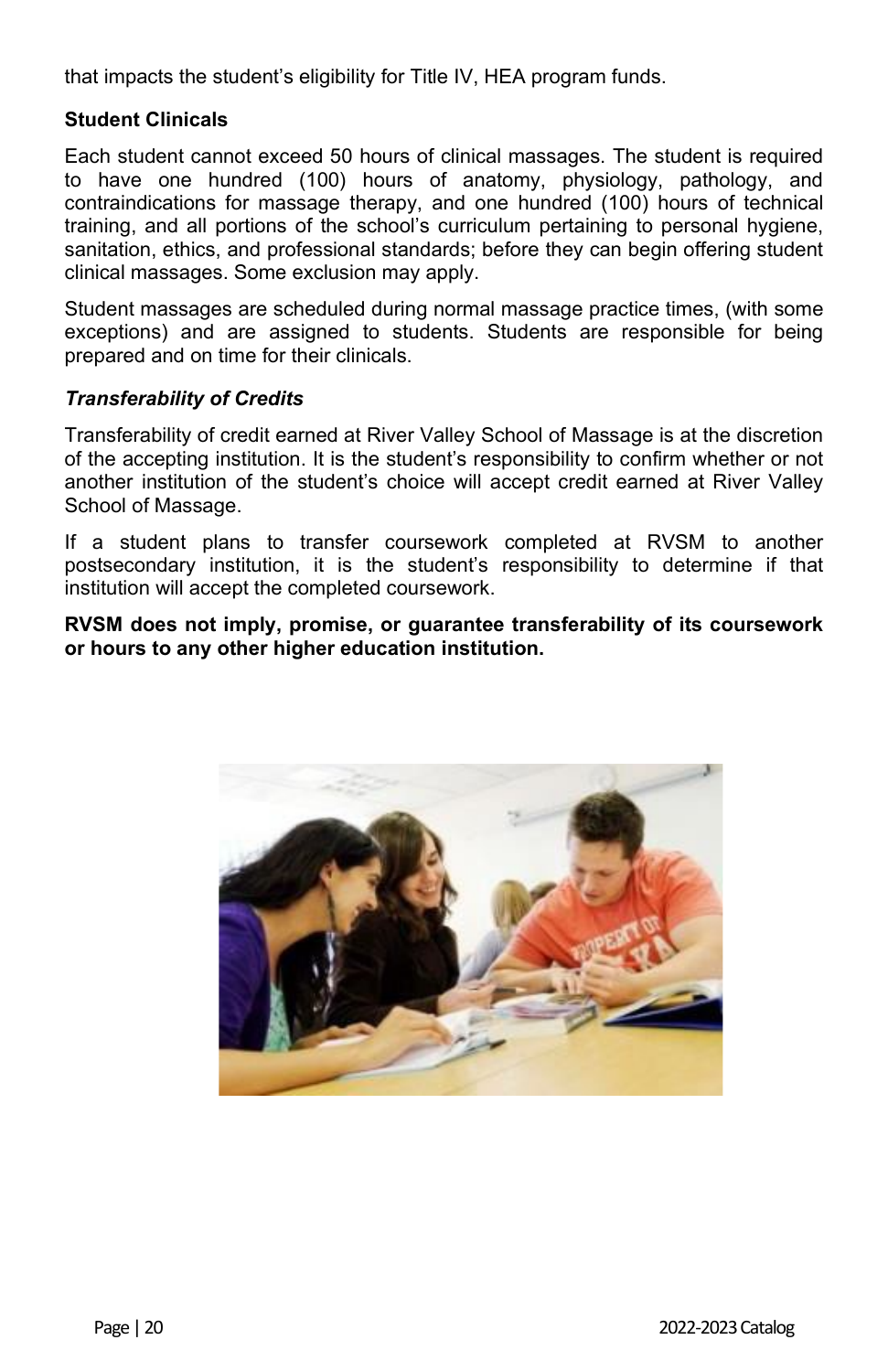that impacts the student's eligibility for Title IV, HEA program funds.

**Student Clinicals**

Each student cannot exceed 50 hours of clinical massages. The student is required to have one hundred (100) hours of anatomy, physiology, pathology, and contraindications for massage therapy, and one hundred (100) hours of technical training, and all portions of the school's curriculum pertaining to personal hygiene, sanitation, ethics, and professional standards; before they can begin offering student clinical massages. Some exclusion may apply.

Student massages are scheduled during normal massage practice times, (with some exceptions) and are assigned to students. Students are responsible for being prepared and on time for their clinicals.

***Transferability of Credits***

Transferability of credit earned at River Valley School of Massage is at the discretion of the accepting institution. It is the student's responsibility to confirm whether or not another institution of the student's choice will accept credit earned at River Valley School of Massage.

If a student plans to transfer coursework completed at RVSM to another postsecondary institution, it is the student's responsibility to determine if that institution will accept the completed coursework.

**RVSM does not imply, promise, or guarantee transferability of its coursework or hours to any other higher education institution.**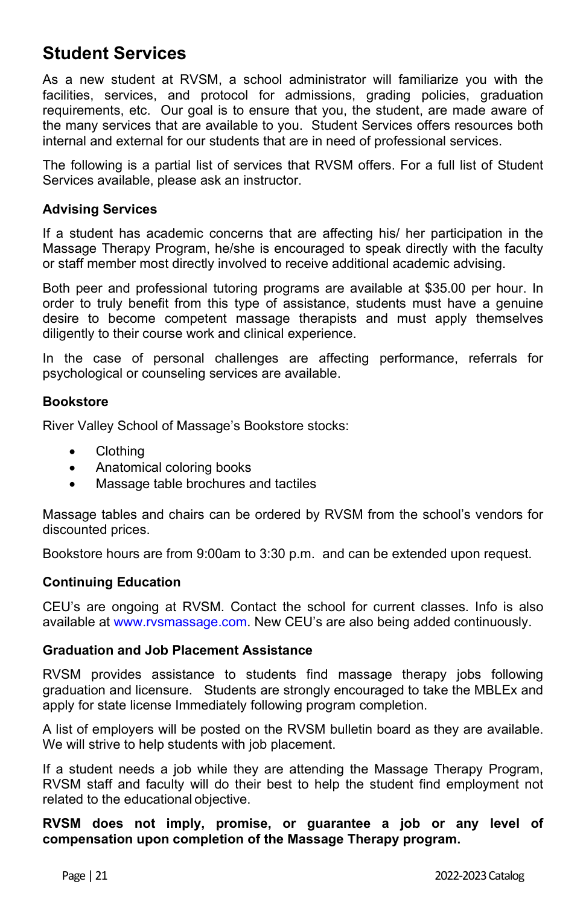## Student Services

As a new student at RVSM, a school administrator will familiarize you with the facilities, services, and protocol for admissions, grading policies, graduation requirements, etc. Our goal is to ensure that you, the student, are made aware of the many services that are available to you. Student Services offers resources both internal and external for our students that are in need of professional services.

The following is a partial list of services that RVSM offers. For a full list of Student Services available, please ask an instructor.

### Advising Services

If a student has academic concerns that are affecting his/ her participation in the Massage Therapy Program, he/she is encouraged to speak directly with the faculty or staff member most directly involved to receive additional academic advising.

Both peer and professional tutoring programs are available at $35.00 per hour. In order to truly benefit from this type of assistance, students must have a genuine desire to become competent massage therapists and must apply themselves diligently to their course work and clinical experience.

In the case of personal challenges are affecting performance, referrals for psychological or counseling services are available.

### Bookstore

River Valley School of Massage's Bookstore stocks:

- Clothing
- Anatomical coloring books
- Massage table brochures and tactiles

Massage tables and chairs can be ordered by RVSM from the school's vendors for discounted prices.

Bookstore hours are from 9:00am to 3:30 p.m. and can be extended upon request.

### Continuing Education

CEU's are ongoing at RVSM. Contact the school for current classes. Info is also available at www.rvsmassage.com. New CEU's are also being added continuously.

### Graduation and Job Placement Assistance

RVSM provides assistance to students find massage therapy jobs following graduation and licensure. Students are strongly encouraged to take the MBLEx and apply for state license Immediately following program completion.

A list of employers will be posted on the RVSM bulletin board as they are available. We will strive to help students with job placement.

If a student needs a job while they are attending the Massage Therapy Program, RVSM staff and faculty will do their best to help the student find employment not related to the educational objective.

**RVSM does not imply, promise, or guarantee a job or any level of compensation upon completion of the Massage Therapy program.**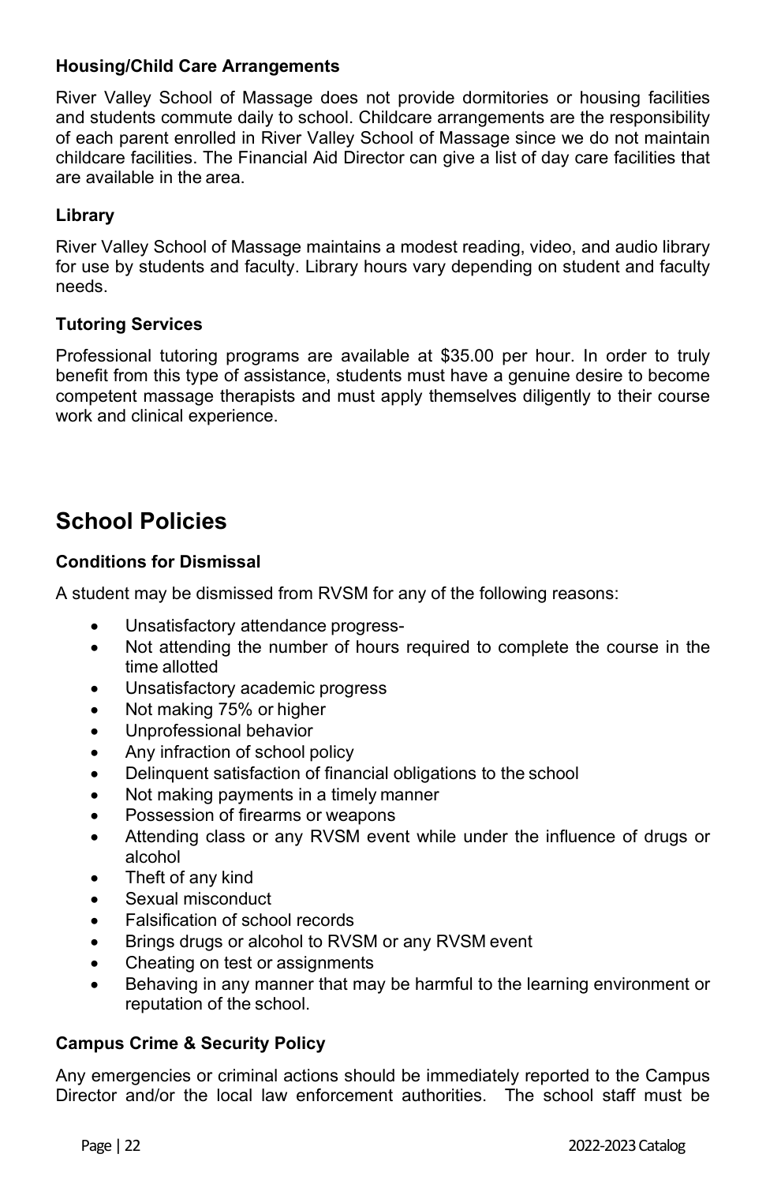### Housing/Child Care Arrangements

River Valley School of Massage does not provide dormitories or housing facilities and students commute daily to school. Childcare arrangements are the responsibility of each parent enrolled in River Valley School of Massage since we do not maintain childcare facilities. The Financial Aid Director can give a list of day care facilities that are available in the area.

### Library

River Valley School of Massage maintains a modest reading, video, and audio library for use by students and faculty. Library hours vary depending on student and faculty needs.

### Tutoring Services

Professional tutoring programs are available at $35.00 per hour. In order to truly benefit from this type of assistance, students must have a genuine desire to become competent massage therapists and must apply themselves diligently to their course work and clinical experience.

## School Policies

### Conditions for Dismissal

A student may be dismissed from RVSM for any of the following reasons:

- Unsatisfactory attendance progress-
- Not attending the number of hours required to complete the course in the time allotted
- Unsatisfactory academic progress
- Not making 75% or higher
- Unprofessional behavior
- Any infraction of school policy
- Delinquent satisfaction of financial obligations to the school
- Not making payments in a timely manner
- Possession of firearms or weapons
- Attending class or any RVSM event while under the influence of drugs or alcohol
- Theft of any kind
- Sexual misconduct
- Falsification of school records
- Brings drugs or alcohol to RVSM or any RVSM event
- Cheating on test or assignments
- Behaving in any manner that may be harmful to the learning environment or reputation of the school.

### Campus Crime & Security Policy

Any emergencies or criminal actions should be immediately reported to the Campus Director and/or the local law enforcement authorities. The school staff must be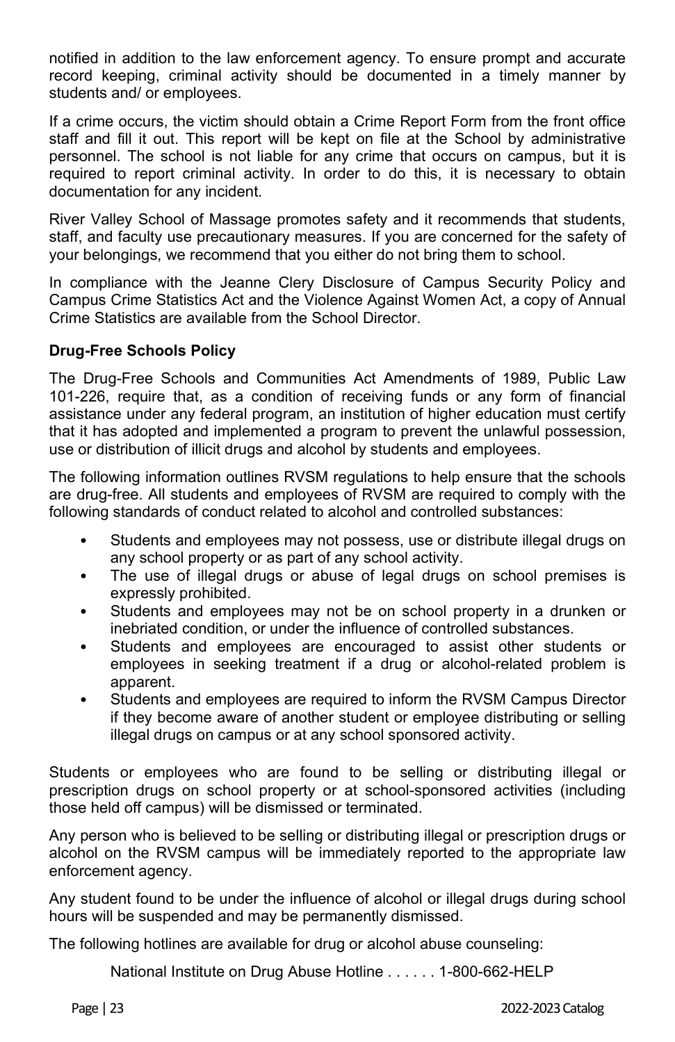notified in addition to the law enforcement agency. To ensure prompt and accurate record keeping, criminal activity should be documented in a timely manner by students and/ or employees.

If a crime occurs, the victim should obtain a Crime Report Form from the front office staff and fill it out. This report will be kept on file at the School by administrative personnel. The school is not liable for any crime that occurs on campus, but it is required to report criminal activity. In order to do this, it is necessary to obtain documentation for any incident.

River Valley School of Massage promotes safety and it recommends that students, staff, and faculty use precautionary measures. If you are concerned for the safety of your belongings, we recommend that you either do not bring them to school.

In compliance with the Jeanne Clery Disclosure of Campus Security Policy and Campus Crime Statistics Act and the Violence Against Women Act, a copy of Annual Crime Statistics are available from the School Director.

**Drug-Free Schools Policy**

The Drug-Free Schools and Communities Act Amendments of 1989, Public Law 101-226, require that, as a condition of receiving funds or any form of financial assistance under any federal program, an institution of higher education must certify that it has adopted and implemented a program to prevent the unlawful possession, use or distribution of illicit drugs and alcohol by students and employees.

The following information outlines RVSM regulations to help ensure that the schools are drug-free. All students and employees of RVSM are required to comply with the following standards of conduct related to alcohol and controlled substances:

- Students and employees may not possess, use or distribute illegal drugs on any school property or as part of any school activity.
- The use of illegal drugs or abuse of legal drugs on school premises is expressly prohibited.
- Students and employees may not be on school property in a drunken or inebriated condition, or under the influence of controlled substances.
- Students and employees are encouraged to assist other students or employees in seeking treatment if a drug or alcohol-related problem is apparent.
- Students and employees are required to inform the RVSM Campus Director if they become aware of another student or employee distributing or selling illegal drugs on campus or at any school sponsored activity.

Students or employees who are found to be selling or distributing illegal or prescription drugs on school property or at school-sponsored activities (including those held off campus) will be dismissed or terminated.

Any person who is believed to be selling or distributing illegal or prescription drugs or alcohol on the RVSM campus will be immediately reported to the appropriate law enforcement agency.

Any student found to be under the influence of alcohol or illegal drugs during school hours will be suspended and may be permanently dismissed.

The following hotlines are available for drug or alcohol abuse counseling:

National Institute on Drug Abuse Hotline . . . . . . 1-800-662-HELP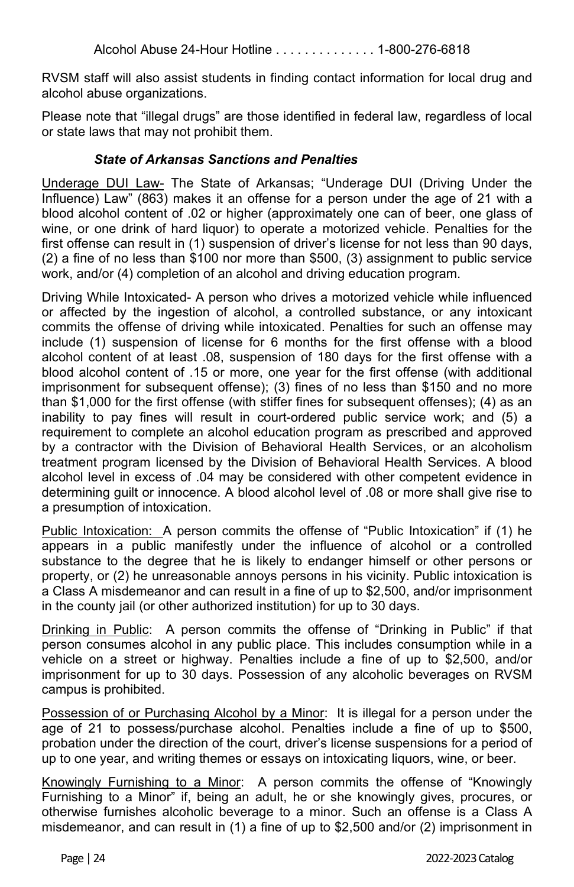Alcohol Abuse 24-Hour Hotline . . . . . . . . . . . . . . 1-800-276-6818

RVSM staff will also assist students in finding contact information for local drug and alcohol abuse organizations.

Please note that "illegal drugs" are those identified in federal law, regardless of local or state laws that may not prohibit them.

### *State of Arkansas Sanctions and Penalties*

Underage DUI Law- The State of Arkansas; "Underage DUI (Driving Under the Influence) Law" (863) makes it an offense for a person under the age of 21 with a blood alcohol content of .02 or higher (approximately one can of beer, one glass of wine, or one drink of hard liquor) to operate a motorized vehicle. Penalties for the first offense can result in (1) suspension of driver's license for not less than 90 days, (2) a fine of no less than $100 nor more than $500, (3) assignment to public service work, and/or (4) completion of an alcohol and driving education program.

Driving While Intoxicated- A person who drives a motorized vehicle while influenced or affected by the ingestion of alcohol, a controlled substance, or any intoxicant commits the offense of driving while intoxicated. Penalties for such an offense may include (1) suspension of license for 6 months for the first offense with a blood alcohol content of at least .08, suspension of 180 days for the first offense with a blood alcohol content of .15 or more, one year for the first offense (with additional imprisonment for subsequent offense); (3) fines of no less than $150 and no more than $1,000 for the first offense (with stiffer fines for subsequent offenses); (4) as an inability to pay fines will result in court-ordered public service work; and (5) a requirement to complete an alcohol education program as prescribed and approved by a contractor with the Division of Behavioral Health Services, or an alcoholism treatment program licensed by the Division of Behavioral Health Services. A blood alcohol level in excess of .04 may be considered with other competent evidence in determining guilt or innocence. A blood alcohol level of .08 or more shall give rise to a presumption of intoxication.

Public Intoxication: A person commits the offense of "Public Intoxication" if (1) he appears in a public manifestly under the influence of alcohol or a controlled substance to the degree that he is likely to endanger himself or other persons or property, or (2) he unreasonable annoys persons in his vicinity. Public intoxication is a Class A misdemeanor and can result in a fine of up to $2,500, and/or imprisonment in the county jail (or other authorized institution) for up to 30 days.

Drinking in Public: A person commits the offense of "Drinking in Public" if that person consumes alcohol in any public place. This includes consumption while in a vehicle on a street or highway. Penalties include a fine of up to $2,500, and/or imprisonment for up to 30 days. Possession of any alcoholic beverages on RVSM campus is prohibited.

Possession of or Purchasing Alcohol by a Minor: It is illegal for a person under the age of 21 to possess/purchase alcohol. Penalties include a fine of up to $500, probation under the direction of the court, driver's license suspensions for a period of up to one year, and writing themes or essays on intoxicating liquors, wine, or beer.

Knowingly Furnishing to a Minor: A person commits the offense of "Knowingly Furnishing to a Minor" if, being an adult, he or she knowingly gives, procures, or otherwise furnishes alcoholic beverage to a minor. Such an offense is a Class A misdemeanor, and can result in (1) a fine of up to $2,500 and/or (2) imprisonment in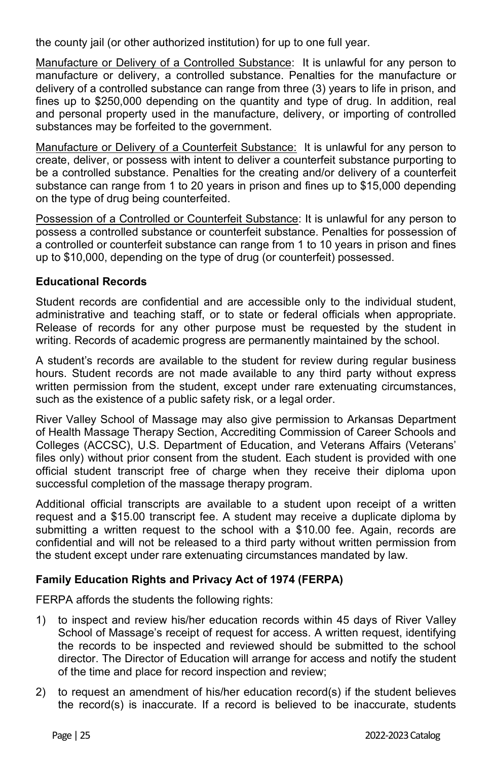the county jail (or other authorized institution) for up to one full year.

Manufacture or Delivery of a Controlled Substance: It is unlawful for any person to manufacture or delivery, a controlled substance. Penalties for the manufacture or delivery of a controlled substance can range from three (3) years to life in prison, and fines up to $250,000 depending on the quantity and type of drug. In addition, real and personal property used in the manufacture, delivery, or importing of controlled substances may be forfeited to the government.

Manufacture or Delivery of a Counterfeit Substance: It is unlawful for any person to create, deliver, or possess with intent to deliver a counterfeit substance purporting to be a controlled substance. Penalties for the creating and/or delivery of a counterfeit substance can range from 1 to 20 years in prison and fines up to $15,000 depending on the type of drug being counterfeited.

Possession of a Controlled or Counterfeit Substance: It is unlawful for any person to possess a controlled substance or counterfeit substance. Penalties for possession of a controlled or counterfeit substance can range from 1 to 10 years in prison and fines up to $10,000, depending on the type of drug (or counterfeit) possessed.

**Educational Records**

Student records are confidential and are accessible only to the individual student, administrative and teaching staff, or to state or federal officials when appropriate. Release of records for any other purpose must be requested by the student in writing. Records of academic progress are permanently maintained by the school.

A student's records are available to the student for review during regular business hours. Student records are not made available to any third party without express written permission from the student, except under rare extenuating circumstances, such as the existence of a public safety risk, or a legal order.

River Valley School of Massage may also give permission to Arkansas Department of Health Massage Therapy Section, Accrediting Commission of Career Schools and Colleges (ACCSC), U.S. Department of Education, and Veterans Affairs (Veterans' files only) without prior consent from the student. Each student is provided with one official student transcript free of charge when they receive their diploma upon successful completion of the massage therapy program.

Additional official transcripts are available to a student upon receipt of a written request and a $15.00 transcript fee. A student may receive a duplicate diploma by submitting a written request to the school with a $10.00 fee. Again, records are confidential and will not be released to a third party without written permission from the student except under rare extenuating circumstances mandated by law.

**Family Education Rights and Privacy Act of 1974 (FERPA)**

FERPA affords the students the following rights:

1) to inspect and review his/her education records within 45 days of River Valley School of Massage's receipt of request for access. A written request, identifying the records to be inspected and reviewed should be submitted to the school director. The Director of Education will arrange for access and notify the student of the time and place for record inspection and review;

2) to request an amendment of his/her education record(s) if the student believes the record(s) is inaccurate. If a record is believed to be inaccurate, students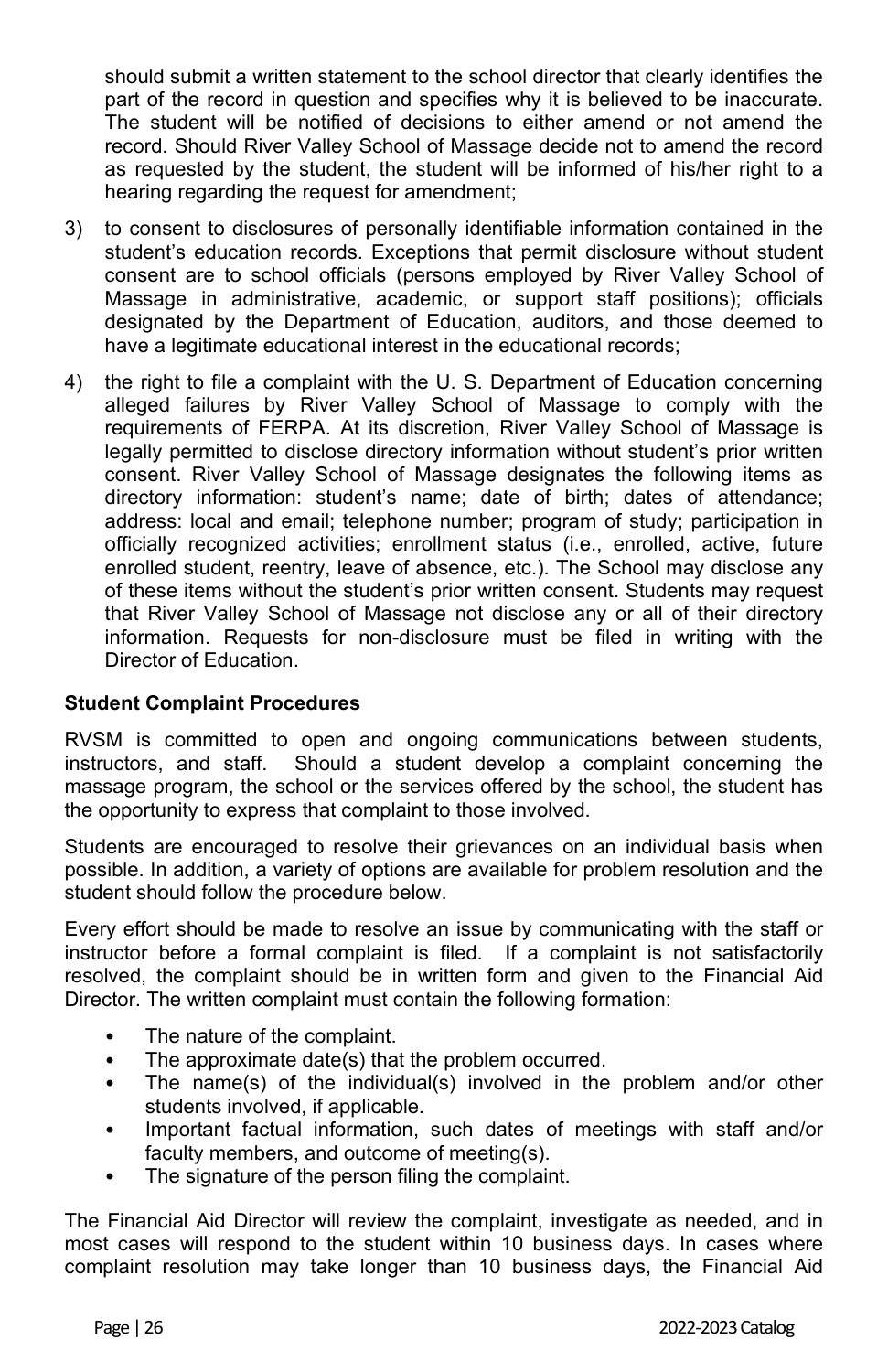should submit a written statement to the school director that clearly identifies the part of the record in question and specifies why it is believed to be inaccurate. The student will be notified of decisions to either amend or not amend the record. Should River Valley School of Massage decide not to amend the record as requested by the student, the student will be informed of his/her right to a hearing regarding the request for amendment;

3) to consent to disclosures of personally identifiable information contained in the student's education records. Exceptions that permit disclosure without student consent are to school officials (persons employed by River Valley School of Massage in administrative, academic, or support staff positions); officials designated by the Department of Education, auditors, and those deemed to have a legitimate educational interest in the educational records;

4) the right to file a complaint with the U. S. Department of Education concerning alleged failures by River Valley School of Massage to comply with the requirements of FERPA. At its discretion, River Valley School of Massage is legally permitted to disclose directory information without student's prior written consent. River Valley School of Massage designates the following items as directory information: student's name; date of birth; dates of attendance; address: local and email; telephone number; program of study; participation in officially recognized activities; enrollment status (i.e., enrolled, active, future enrolled student, reentry, leave of absence, etc.). The School may disclose any of these items without the student's prior written consent. Students may request that River Valley School of Massage not disclose any or all of their directory information. Requests for non-disclosure must be filed in writing with the Director of Education.

**Student Complaint Procedures**

RVSM is committed to open and ongoing communications between students, instructors, and staff. Should a student develop a complaint concerning the massage program, the school or the services offered by the school, the student has the opportunity to express that complaint to those involved.

Students are encouraged to resolve their grievances on an individual basis when possible. In addition, a variety of options are available for problem resolution and the student should follow the procedure below.

Every effort should be made to resolve an issue by communicating with the staff or instructor before a formal complaint is filed. If a complaint is not satisfactorily resolved, the complaint should be in written form and given to the Financial Aid Director. The written complaint must contain the following formation:

- The nature of the complaint.
- The approximate date(s) that the problem occurred.
- The name(s) of the individual(s) involved in the problem and/or other students involved, if applicable.
- Important factual information, such dates of meetings with staff and/or faculty members, and outcome of meeting(s).
- The signature of the person filing the complaint.

The Financial Aid Director will review the complaint, investigate as needed, and in most cases will respond to the student within 10 business days. In cases where complaint resolution may take longer than 10 business days, the Financial Aid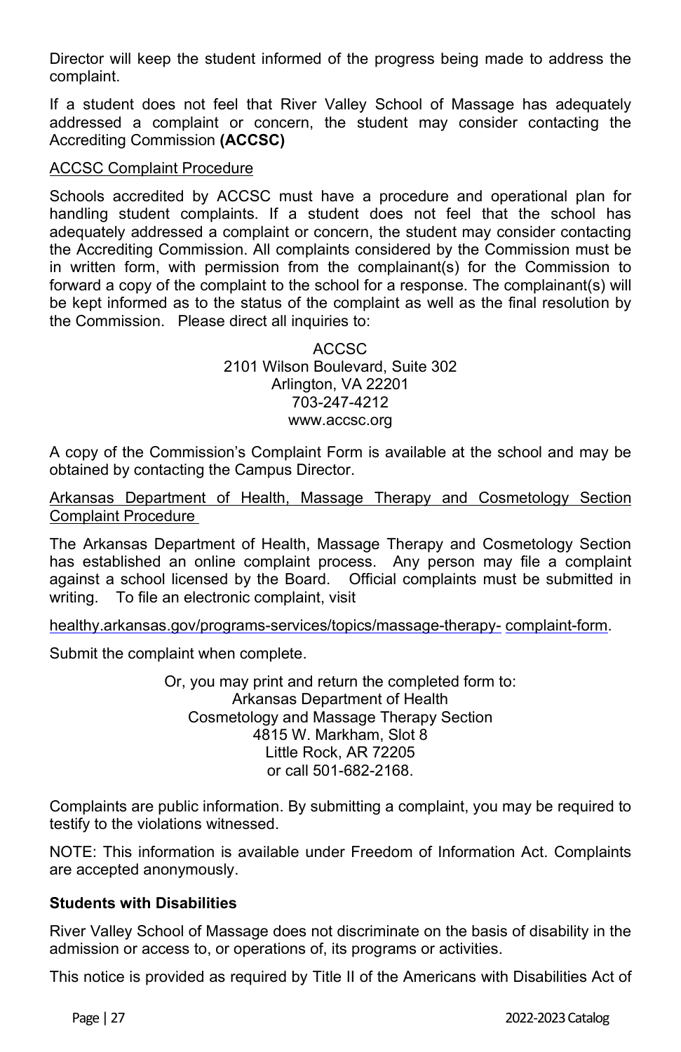Director will keep the student informed of the progress being made to address the complaint.

If a student does not feel that River Valley School of Massage has adequately addressed a complaint or concern, the student may consider contacting the Accrediting Commission **(ACCSC)**

ACCSC Complaint Procedure

Schools accredited by ACCSC must have a procedure and operational plan for handling student complaints. If a student does not feel that the school has adequately addressed a complaint or concern, the student may consider contacting the Accrediting Commission. All complaints considered by the Commission must be in written form, with permission from the complainant(s) for the Commission to forward a copy of the complaint to the school for a response. The complainant(s) will be kept informed as to the status of the complaint as well as the final resolution by the Commission. Please direct all inquiries to:

ACCSC
2101 Wilson Boulevard, Suite 302
Arlington, VA 22201
703-247-4212
www.accsc.org

A copy of the Commission's Complaint Form is available at the school and may be obtained by contacting the Campus Director.

Arkansas Department of Health, Massage Therapy and Cosmetology Section Complaint Procedure

The Arkansas Department of Health, Massage Therapy and Cosmetology Section has established an online complaint process. Any person may file a complaint against a school licensed by the Board. Official complaints must be submitted in writing. To file an electronic complaint, visit

healthy.arkansas.gov/programs-services/topics/massage-therapy- complaint-form.

Submit the complaint when complete.

Or, you may print and return the completed form to:
Arkansas Department of Health
Cosmetology and Massage Therapy Section
4815 W. Markham, Slot 8
Little Rock, AR 72205
or call 501-682-2168.

Complaints are public information. By submitting a complaint, you may be required to testify to the violations witnessed.

NOTE: This information is available under Freedom of Information Act. Complaints are accepted anonymously.

**Students with Disabilities**

River Valley School of Massage does not discriminate on the basis of disability in the admission or access to, or operations of, its programs or activities.

This notice is provided as required by Title II of the Americans with Disabilities Act of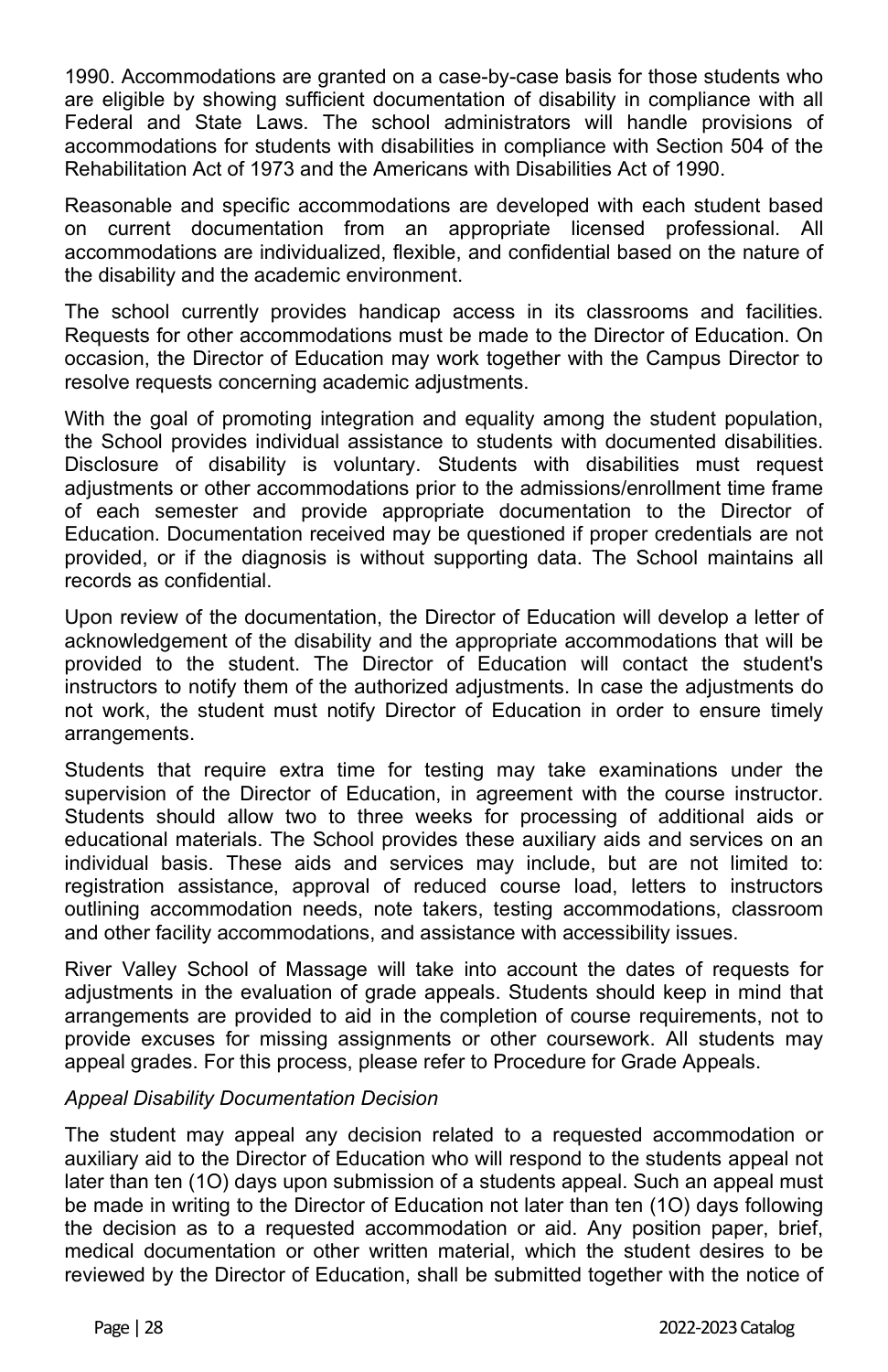1990. Accommodations are granted on a case-by-case basis for those students who are eligible by showing sufficient documentation of disability in compliance with all Federal and State Laws. The school administrators will handle provisions of accommodations for students with disabilities in compliance with Section 504 of the Rehabilitation Act of 1973 and the Americans with Disabilities Act of 1990.

Reasonable and specific accommodations are developed with each student based on current documentation from an appropriate licensed professional. All accommodations are individualized, flexible, and confidential based on the nature of the disability and the academic environment.

The school currently provides handicap access in its classrooms and facilities. Requests for other accommodations must be made to the Director of Education. On occasion, the Director of Education may work together with the Campus Director to resolve requests concerning academic adjustments.

With the goal of promoting integration and equality among the student population, the School provides individual assistance to students with documented disabilities. Disclosure of disability is voluntary. Students with disabilities must request adjustments or other accommodations prior to the admissions/enrollment time frame of each semester and provide appropriate documentation to the Director of Education. Documentation received may be questioned if proper credentials are not provided, or if the diagnosis is without supporting data. The School maintains all records as confidential.

Upon review of the documentation, the Director of Education will develop a letter of acknowledgement of the disability and the appropriate accommodations that will be provided to the student. The Director of Education will contact the student's instructors to notify them of the authorized adjustments. In case the adjustments do not work, the student must notify Director of Education in order to ensure timely arrangements.

Students that require extra time for testing may take examinations under the supervision of the Director of Education, in agreement with the course instructor. Students should allow two to three weeks for processing of additional aids or educational materials. The School provides these auxiliary aids and services on an individual basis. These aids and services may include, but are not limited to: registration assistance, approval of reduced course load, letters to instructors outlining accommodation needs, note takers, testing accommodations, classroom and other facility accommodations, and assistance with accessibility issues.

River Valley School of Massage will take into account the dates of requests for adjustments in the evaluation of grade appeals. Students should keep in mind that arrangements are provided to aid in the completion of course requirements, not to provide excuses for missing assignments or other coursework. All students may appeal grades. For this process, please refer to Procedure for Grade Appeals.

*Appeal Disability Documentation Decision*

The student may appeal any decision related to a requested accommodation or auxiliary aid to the Director of Education who will respond to the students appeal not later than ten (1O) days upon submission of a students appeal. Such an appeal must be made in writing to the Director of Education not later than ten (1O) days following the decision as to a requested accommodation or aid. Any position paper, brief, medical documentation or other written material, which the student desires to be reviewed by the Director of Education, shall be submitted together with the notice of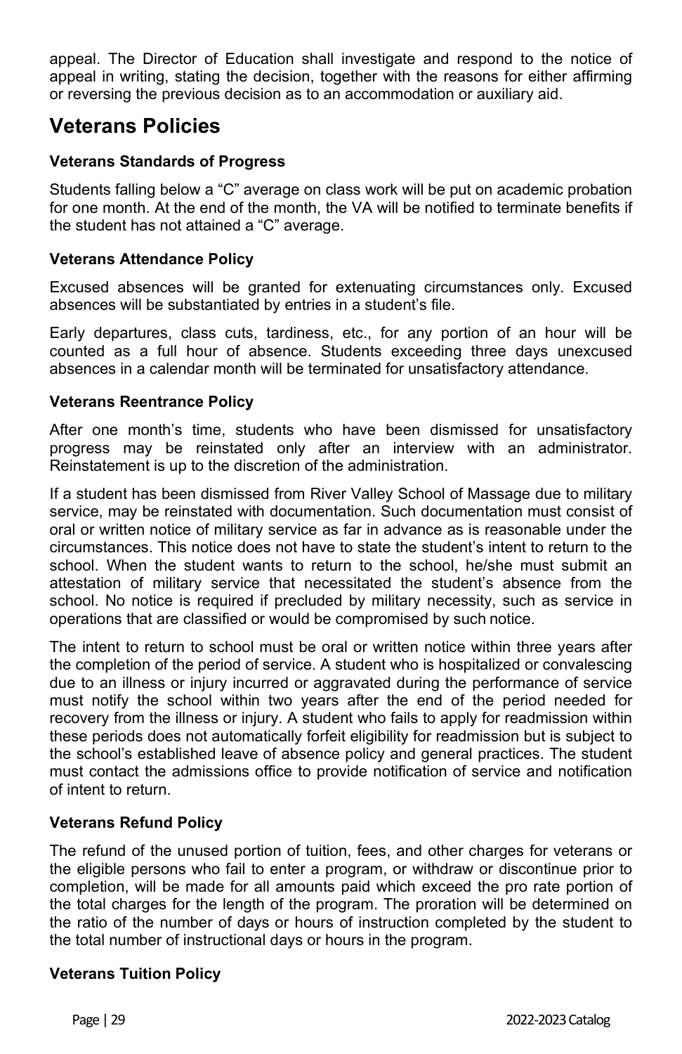appeal. The Director of Education shall investigate and respond to the notice of appeal in writing, stating the decision, together with the reasons for either affirming or reversing the previous decision as to an accommodation or auxiliary aid.

## Veterans Policies

### Veterans Standards of Progress

Students falling below a "C" average on class work will be put on academic probation for one month. At the end of the month, the VA will be notified to terminate benefits if the student has not attained a "C" average.

### Veterans Attendance Policy

Excused absences will be granted for extenuating circumstances only. Excused absences will be substantiated by entries in a student's file.

Early departures, class cuts, tardiness, etc., for any portion of an hour will be counted as a full hour of absence. Students exceeding three days unexcused absences in a calendar month will be terminated for unsatisfactory attendance.

### Veterans Reentrance Policy

After one month's time, students who have been dismissed for unsatisfactory progress may be reinstated only after an interview with an administrator. Reinstatement is up to the discretion of the administration.

If a student has been dismissed from River Valley School of Massage due to military service, may be reinstated with documentation. Such documentation must consist of oral or written notice of military service as far in advance as is reasonable under the circumstances. This notice does not have to state the student's intent to return to the school. When the student wants to return to the school, he/she must submit an attestation of military service that necessitated the student's absence from the school. No notice is required if precluded by military necessity, such as service in operations that are classified or would be compromised by such notice.

The intent to return to school must be oral or written notice within three years after the completion of the period of service. A student who is hospitalized or convalescing due to an illness or injury incurred or aggravated during the performance of service must notify the school within two years after the end of the period needed for recovery from the illness or injury. A student who fails to apply for readmission within these periods does not automatically forfeit eligibility for readmission but is subject to the school's established leave of absence policy and general practices. The student must contact the admissions office to provide notification of service and notification of intent to return.

### Veterans Refund Policy

The refund of the unused portion of tuition, fees, and other charges for veterans or the eligible persons who fail to enter a program, or withdraw or discontinue prior to completion, will be made for all amounts paid which exceed the pro rate portion of the total charges for the length of the program. The proration will be determined on the ratio of the number of days or hours of instruction completed by the student to the total number of instructional days or hours in the program.

### Veterans Tuition Policy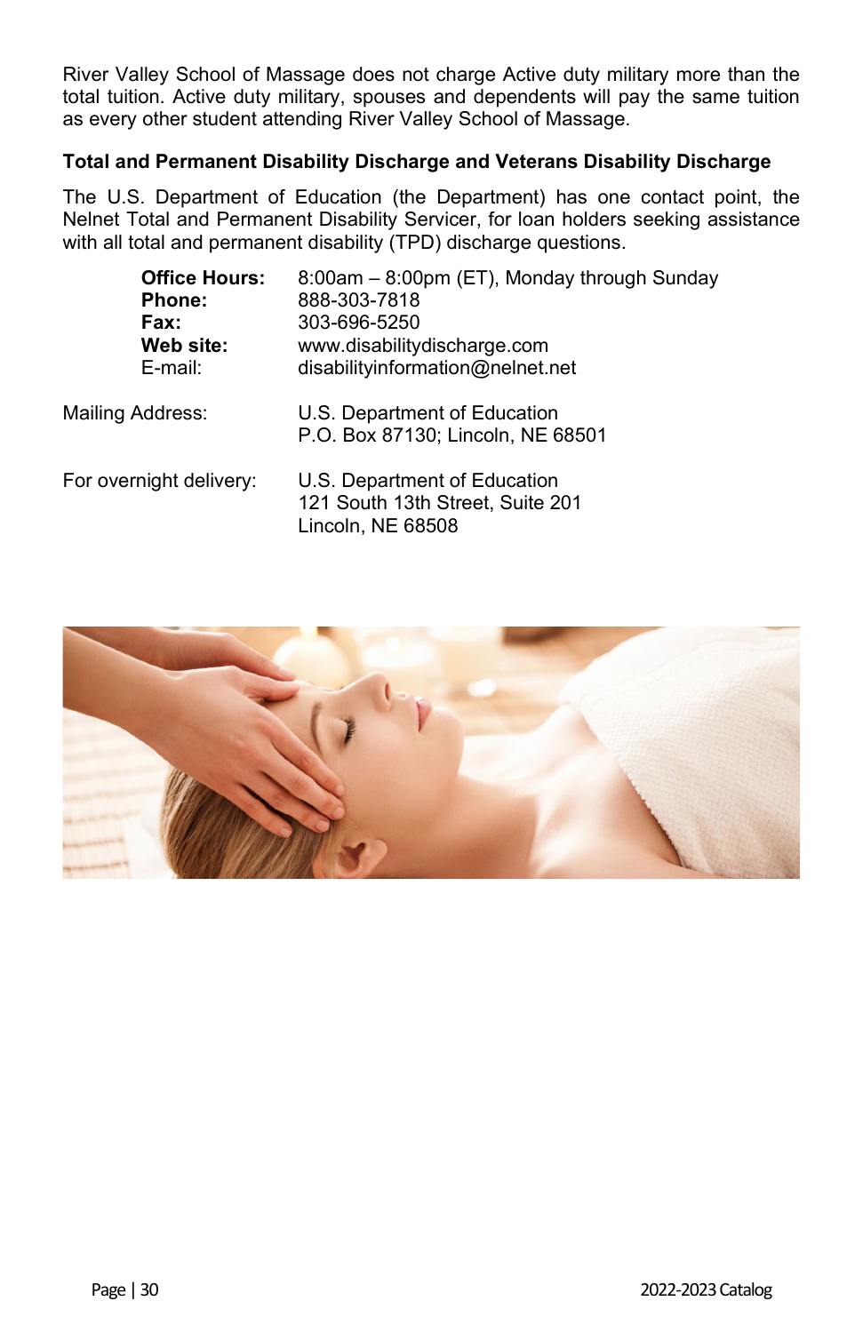River Valley School of Massage does not charge Active duty military more than the total tuition. Active duty military, spouses and dependents will pay the same tuition as every other student attending River Valley School of Massage.

### Total and Permanent Disability Discharge and Veterans Disability Discharge

The U.S. Department of Education (the Department) has one contact point, the Nelnet Total and Permanent Disability Servicer, for loan holders seeking assistance with all total and permanent disability (TPD) discharge questions.

**Office Hours:** 8:00am – 8:00pm (ET), Monday through Sunday
**Phone:** 888-303-7818
**Fax:** 303-696-5250
**Web site:** www.disabilitydischarge.com
E-mail: disabilityinformation@nelnet.net

Mailing Address:
U.S. Department of Education
P.O. Box 87130; Lincoln, NE 68501

For overnight delivery:
U.S. Department of Education
121 South 13th Street, Suite 201
Lincoln, NE 68508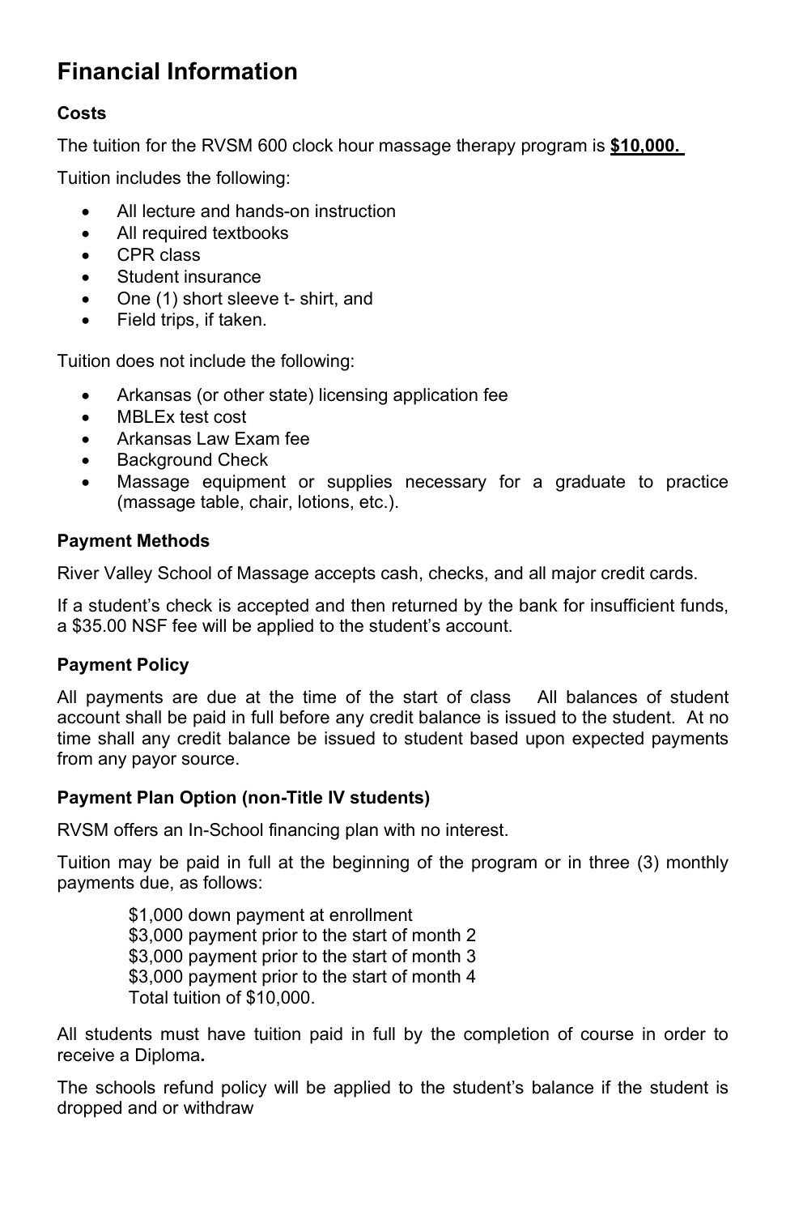# Financial Information

### Costs

The tuition for the RVSM 600 clock hour massage therapy program is **$10,000.**

Tuition includes the following:

- All lecture and hands-on instruction
- All required textbooks
- CPR class
- Student insurance
- One (1) short sleeve t- shirt, and
- Field trips, if taken.

Tuition does not include the following:

- Arkansas (or other state) licensing application fee
- MBLEx test cost
- Arkansas Law Exam fee
- Background Check
- Massage equipment or supplies necessary for a graduate to practice (massage table, chair, lotions, etc.).

### Payment Methods

River Valley School of Massage accepts cash, checks, and all major credit cards.

If a student's check is accepted and then returned by the bank for insufficient funds, a $35.00 NSF fee will be applied to the student's account.

### Payment Policy

All payments are due at the time of the start of class   All balances of student account shall be paid in full before any credit balance is issued to the student. At no time shall any credit balance be issued to student based upon expected payments from any payor source.

### Payment Plan Option (non-Title IV students)

RVSM offers an In-School financing plan with no interest.

Tuition may be paid in full at the beginning of the program or in three (3) monthly payments due, as follows:

$1,000 down payment at enrollment
$3,000 payment prior to the start of month 2
$3,000 payment prior to the start of month 3
$3,000 payment prior to the start of month 4
Total tuition of $10,000.

All students must have tuition paid in full by the completion of course in order to receive a Diploma**.**

The schools refund policy will be applied to the student's balance if the student is dropped and or withdraw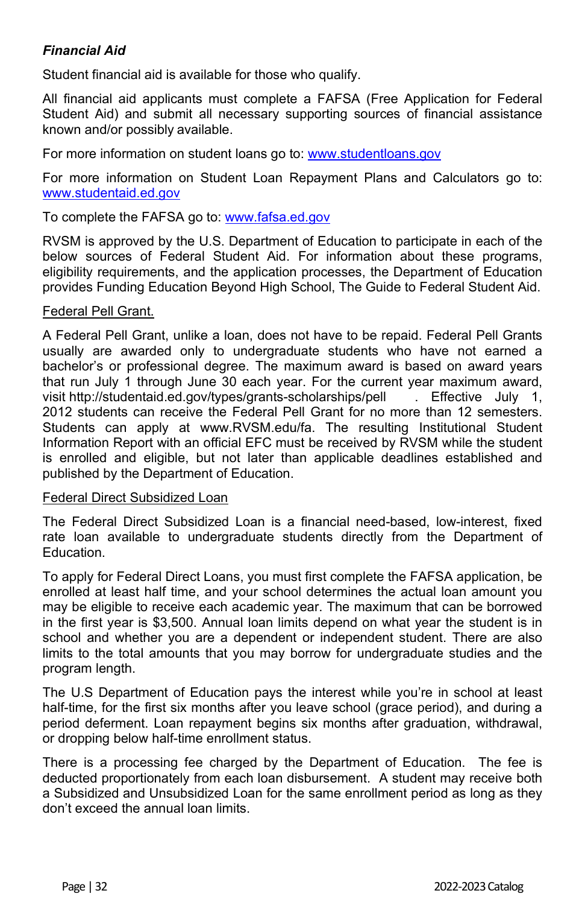### ***Financial Aid***

Student financial aid is available for those who qualify.

All financial aid applicants must complete a FAFSA (Free Application for Federal Student Aid) and submit all necessary supporting sources of financial assistance known and/or possibly available.

For more information on student loans go to: [www.studentloans.gov](www.studentloans.gov)

For more information on Student Loan Repayment Plans and Calculators go to: [www.studentaid.ed.gov](www.studentaid.ed.gov)

To complete the FAFSA go to: [www.fafsa.ed.gov](www.fafsa.ed.gov)

RVSM is approved by the U.S. Department of Education to participate in each of the below sources of Federal Student Aid. For information about these programs, eligibility requirements, and the application processes, the Department of Education provides Funding Education Beyond High School, The Guide to Federal Student Aid.

Federal Pell Grant.

A Federal Pell Grant, unlike a loan, does not have to be repaid. Federal Pell Grants usually are awarded only to undergraduate students who have not earned a bachelor's or professional degree. The maximum award is based on award years that run July 1 through June 30 each year. For the current year maximum award, visit http://studentaid.ed.gov/types/grants-scholarships/pell . Effective July 1, 2012 students can receive the Federal Pell Grant for no more than 12 semesters. Students can apply at www.RVSM.edu/fa. The resulting Institutional Student Information Report with an official EFC must be received by RVSM while the student is enrolled and eligible, but not later than applicable deadlines established and published by the Department of Education.

Federal Direct Subsidized Loan

The Federal Direct Subsidized Loan is a financial need-based, low-interest, fixed rate loan available to undergraduate students directly from the Department of Education.

To apply for Federal Direct Loans, you must first complete the FAFSA application, be enrolled at least half time, and your school determines the actual loan amount you may be eligible to receive each academic year. The maximum that can be borrowed in the first year is $3,500. Annual loan limits depend on what year the student is in school and whether you are a dependent or independent student. There are also limits to the total amounts that you may borrow for undergraduate studies and the program length.

The U.S Department of Education pays the interest while you're in school at least half-time, for the first six months after you leave school (grace period), and during a period deferment. Loan repayment begins six months after graduation, withdrawal, or dropping below half-time enrollment status.

There is a processing fee charged by the Department of Education. The fee is deducted proportionately from each loan disbursement. A student may receive both a Subsidized and Unsubsidized Loan for the same enrollment period as long as they don't exceed the annual loan limits.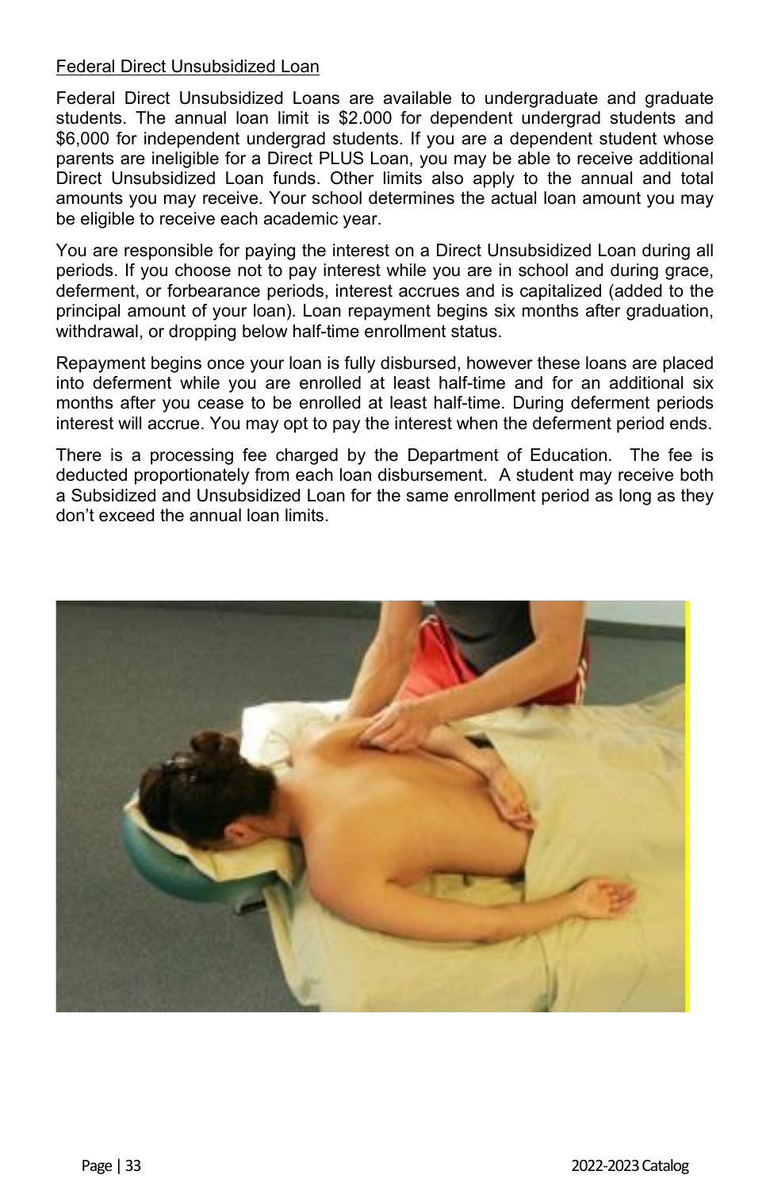Federal Direct Unsubsidized Loan

Federal Direct Unsubsidized Loans are available to undergraduate and graduate students. The annual loan limit is $2.000 for dependent undergrad students and $6,000 for independent undergrad students. If you are a dependent student whose parents are ineligible for a Direct PLUS Loan, you may be able to receive additional Direct Unsubsidized Loan funds. Other limits also apply to the annual and total amounts you may receive. Your school determines the actual loan amount you may be eligible to receive each academic year.

You are responsible for paying the interest on a Direct Unsubsidized Loan during all periods. If you choose not to pay interest while you are in school and during grace, deferment, or forbearance periods, interest accrues and is capitalized (added to the principal amount of your loan). Loan repayment begins six months after graduation, withdrawal, or dropping below half-time enrollment status.

Repayment begins once your loan is fully disbursed, however these loans are placed into deferment while you are enrolled at least half-time and for an additional six months after you cease to be enrolled at least half-time. During deferment periods interest will accrue. You may opt to pay the interest when the deferment period ends.

There is a processing fee charged by the Department of Education. The fee is deducted proportionately from each loan disbursement. A student may receive both a Subsidized and Unsubsidized Loan for the same enrollment period as long as they don't exceed the annual loan limits.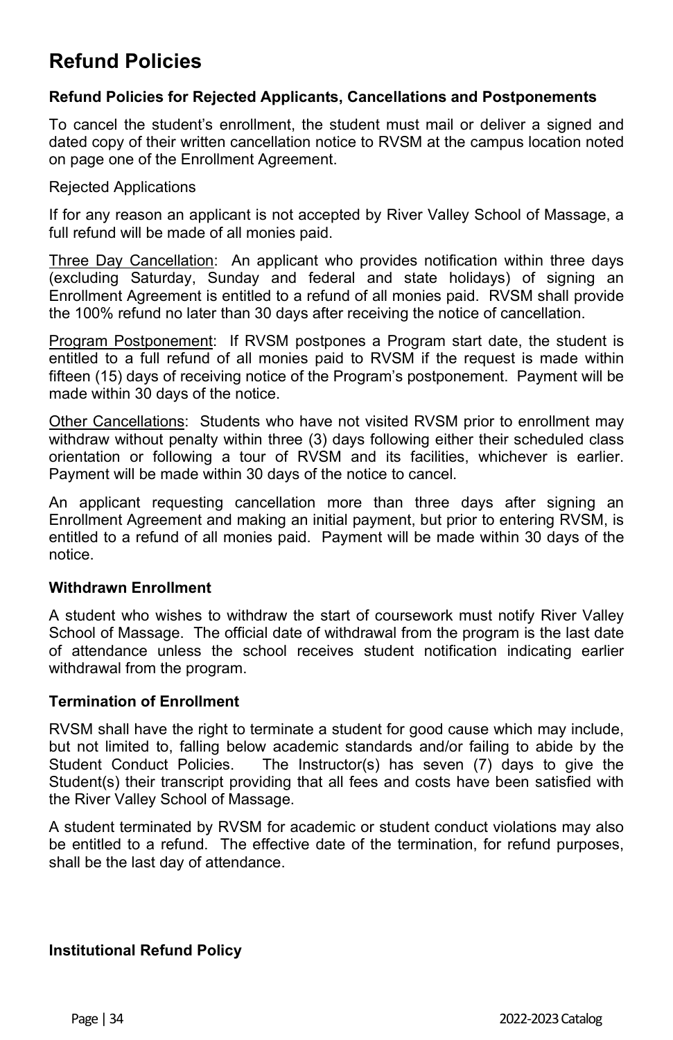## Refund Policies

### Refund Policies for Rejected Applicants, Cancellations and Postponements

To cancel the student's enrollment, the student must mail or deliver a signed and dated copy of their written cancellation notice to RVSM at the campus location noted on page one of the Enrollment Agreement.

Rejected Applications

If for any reason an applicant is not accepted by River Valley School of Massage, a full refund will be made of all monies paid.

Three Day Cancellation: An applicant who provides notification within three days (excluding Saturday, Sunday and federal and state holidays) of signing an Enrollment Agreement is entitled to a refund of all monies paid. RVSM shall provide the 100% refund no later than 30 days after receiving the notice of cancellation.

Program Postponement: If RVSM postpones a Program start date, the student is entitled to a full refund of all monies paid to RVSM if the request is made within fifteen (15) days of receiving notice of the Program's postponement. Payment will be made within 30 days of the notice.

Other Cancellations: Students who have not visited RVSM prior to enrollment may withdraw without penalty within three (3) days following either their scheduled class orientation or following a tour of RVSM and its facilities, whichever is earlier. Payment will be made within 30 days of the notice to cancel.

An applicant requesting cancellation more than three days after signing an Enrollment Agreement and making an initial payment, but prior to entering RVSM, is entitled to a refund of all monies paid. Payment will be made within 30 days of the notice.

### Withdrawn Enrollment

A student who wishes to withdraw the start of coursework must notify River Valley School of Massage. The official date of withdrawal from the program is the last date of attendance unless the school receives student notification indicating earlier withdrawal from the program.

### Termination of Enrollment

RVSM shall have the right to terminate a student for good cause which may include, but not limited to, falling below academic standards and/or failing to abide by the Student Conduct Policies. The Instructor(s) has seven (7) days to give the Student(s) their transcript providing that all fees and costs have been satisfied with the River Valley School of Massage.

A student terminated by RVSM for academic or student conduct violations may also be entitled to a refund. The effective date of the termination, for refund purposes, shall be the last day of attendance.

### Institutional Refund Policy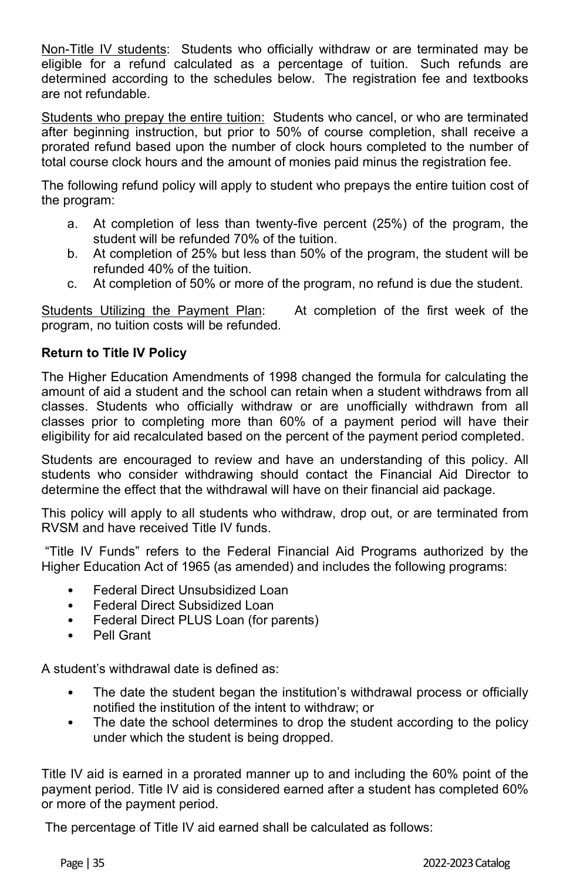Non-Title IV students: Students who officially withdraw or are terminated may be eligible for a refund calculated as a percentage of tuition. Such refunds are determined according to the schedules below. The registration fee and textbooks are not refundable.

Students who prepay the entire tuition: Students who cancel, or who are terminated after beginning instruction, but prior to 50% of course completion, shall receive a prorated refund based upon the number of clock hours completed to the number of total course clock hours and the amount of monies paid minus the registration fee.

The following refund policy will apply to student who prepays the entire tuition cost of the program:

a. At completion of less than twenty-five percent (25%) of the program, the student will be refunded 70% of the tuition.
b. At completion of 25% but less than 50% of the program, the student will be refunded 40% of the tuition.
c. At completion of 50% or more of the program, no refund is due the student.

Students Utilizing the Payment Plan: At completion of the first week of the program, no tuition costs will be refunded.

**Return to Title IV Policy**

The Higher Education Amendments of 1998 changed the formula for calculating the amount of aid a student and the school can retain when a student withdraws from all classes. Students who officially withdraw or are unofficially withdrawn from all classes prior to completing more than 60% of a payment period will have their eligibility for aid recalculated based on the percent of the payment period completed.

Students are encouraged to review and have an understanding of this policy. All students who consider withdrawing should contact the Financial Aid Director to determine the effect that the withdrawal will have on their financial aid package.

This policy will apply to all students who withdraw, drop out, or are terminated from RVSM and have received Title IV funds.

"Title IV Funds" refers to the Federal Financial Aid Programs authorized by the Higher Education Act of 1965 (as amended) and includes the following programs:

- Federal Direct Unsubsidized Loan
- Federal Direct Subsidized Loan
- Federal Direct PLUS Loan (for parents)
- Pell Grant

A student's withdrawal date is defined as:

- The date the student began the institution's withdrawal process or officially notified the institution of the intent to withdraw; or
- The date the school determines to drop the student according to the policy under which the student is being dropped.

Title IV aid is earned in a prorated manner up to and including the 60% point of the payment period. Title IV aid is considered earned after a student has completed 60% or more of the payment period.

The percentage of Title IV aid earned shall be calculated as follows: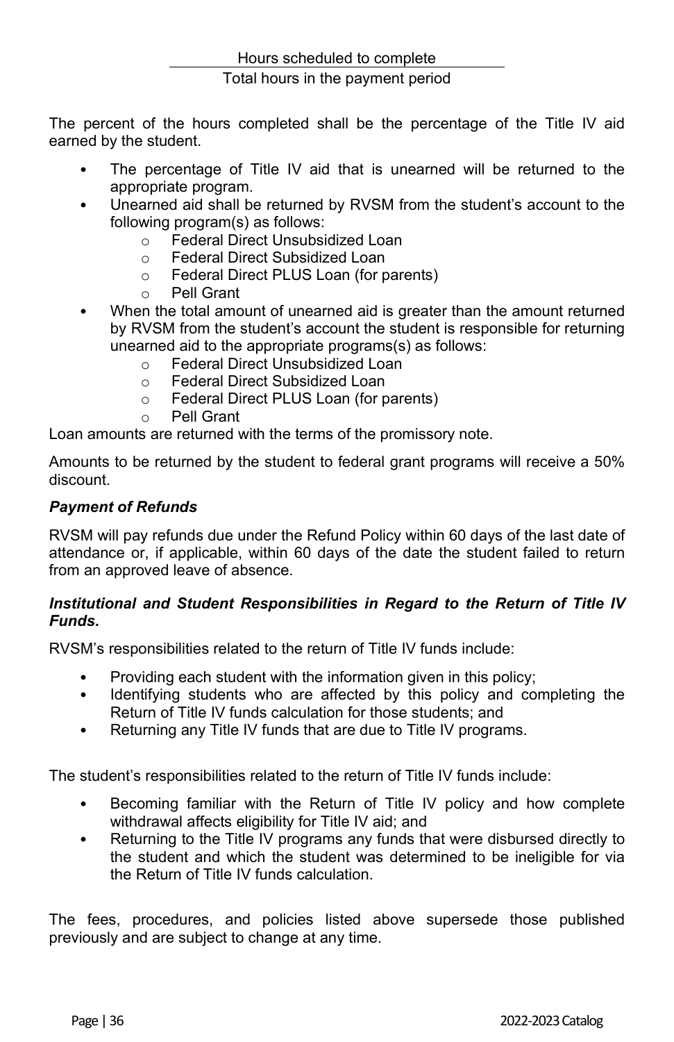$$\frac{\text{Hours scheduled to complete}}{\text{Total hours in the payment period}}$$

The percent of the hours completed shall be the percentage of the Title IV aid earned by the student.

- The percentage of Title IV aid that is unearned will be returned to the appropriate program.
- Unearned aid shall be returned by RVSM from the student's account to the following program(s) as follows:
  - Federal Direct Unsubsidized Loan
  - Federal Direct Subsidized Loan
  - Federal Direct PLUS Loan (for parents)
  - Pell Grant
- When the total amount of unearned aid is greater than the amount returned by RVSM from the student's account the student is responsible for returning unearned aid to the appropriate programs(s) as follows:
  - Federal Direct Unsubsidized Loan
  - Federal Direct Subsidized Loan
  - Federal Direct PLUS Loan (for parents)
  - Pell Grant

Loan amounts are returned with the terms of the promissory note.

Amounts to be returned by the student to federal grant programs will receive a 50% discount.

***Payment of Refunds***

RVSM will pay refunds due under the Refund Policy within 60 days of the last date of attendance or, if applicable, within 60 days of the date the student failed to return from an approved leave of absence.

***Institutional and Student Responsibilities in Regard to the Return of Title IV Funds.***

RVSM's responsibilities related to the return of Title IV funds include:

- Providing each student with the information given in this policy;
- Identifying students who are affected by this policy and completing the Return of Title IV funds calculation for those students; and
- Returning any Title IV funds that are due to Title IV programs.

The student's responsibilities related to the return of Title IV funds include:

- Becoming familiar with the Return of Title IV policy and how complete withdrawal affects eligibility for Title IV aid; and
- Returning to the Title IV programs any funds that were disbursed directly to the student and which the student was determined to be ineligible for via the Return of Title IV funds calculation.

The fees, procedures, and policies listed above supersede those published previously and are subject to change at any time.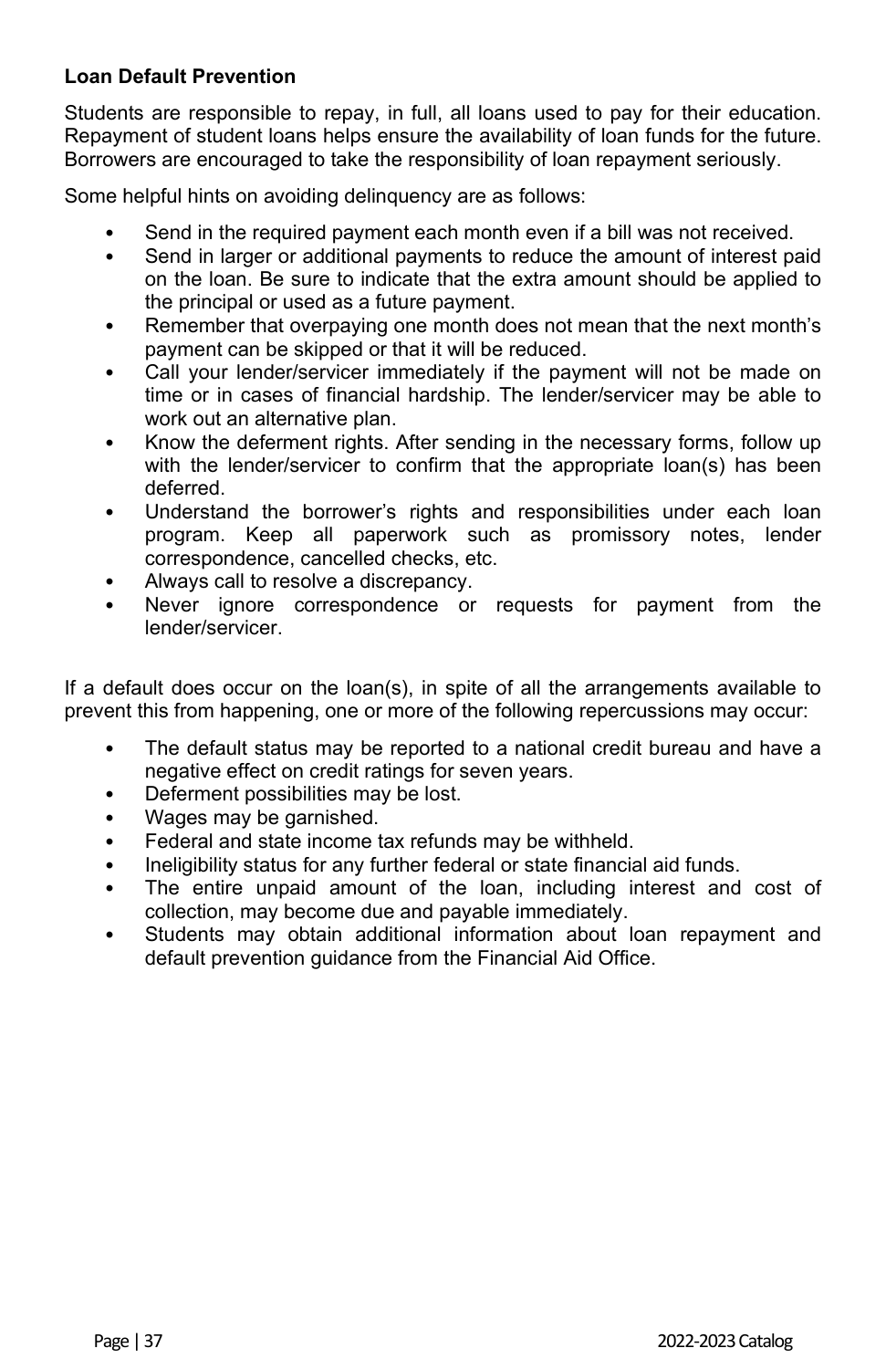### Loan Default Prevention

Students are responsible to repay, in full, all loans used to pay for their education. Repayment of student loans helps ensure the availability of loan funds for the future. Borrowers are encouraged to take the responsibility of loan repayment seriously.

Some helpful hints on avoiding delinquency are as follows:

- Send in the required payment each month even if a bill was not received.
- Send in larger or additional payments to reduce the amount of interest paid on the loan. Be sure to indicate that the extra amount should be applied to the principal or used as a future payment.
- Remember that overpaying one month does not mean that the next month's payment can be skipped or that it will be reduced.
- Call your lender/servicer immediately if the payment will not be made on time or in cases of financial hardship. The lender/servicer may be able to work out an alternative plan.
- Know the deferment rights. After sending in the necessary forms, follow up with the lender/servicer to confirm that the appropriate loan(s) has been deferred.
- Understand the borrower's rights and responsibilities under each loan program. Keep all paperwork such as promissory notes, lender correspondence, cancelled checks, etc.
- Always call to resolve a discrepancy.
- Never ignore correspondence or requests for payment from the lender/servicer.

If a default does occur on the loan(s), in spite of all the arrangements available to prevent this from happening, one or more of the following repercussions may occur:

- The default status may be reported to a national credit bureau and have a negative effect on credit ratings for seven years.
- Deferment possibilities may be lost.
- Wages may be garnished.
- Federal and state income tax refunds may be withheld.
- Ineligibility status for any further federal or state financial aid funds.
- The entire unpaid amount of the loan, including interest and cost of collection, may become due and payable immediately.
- Students may obtain additional information about loan repayment and default prevention guidance from the Financial Aid Office.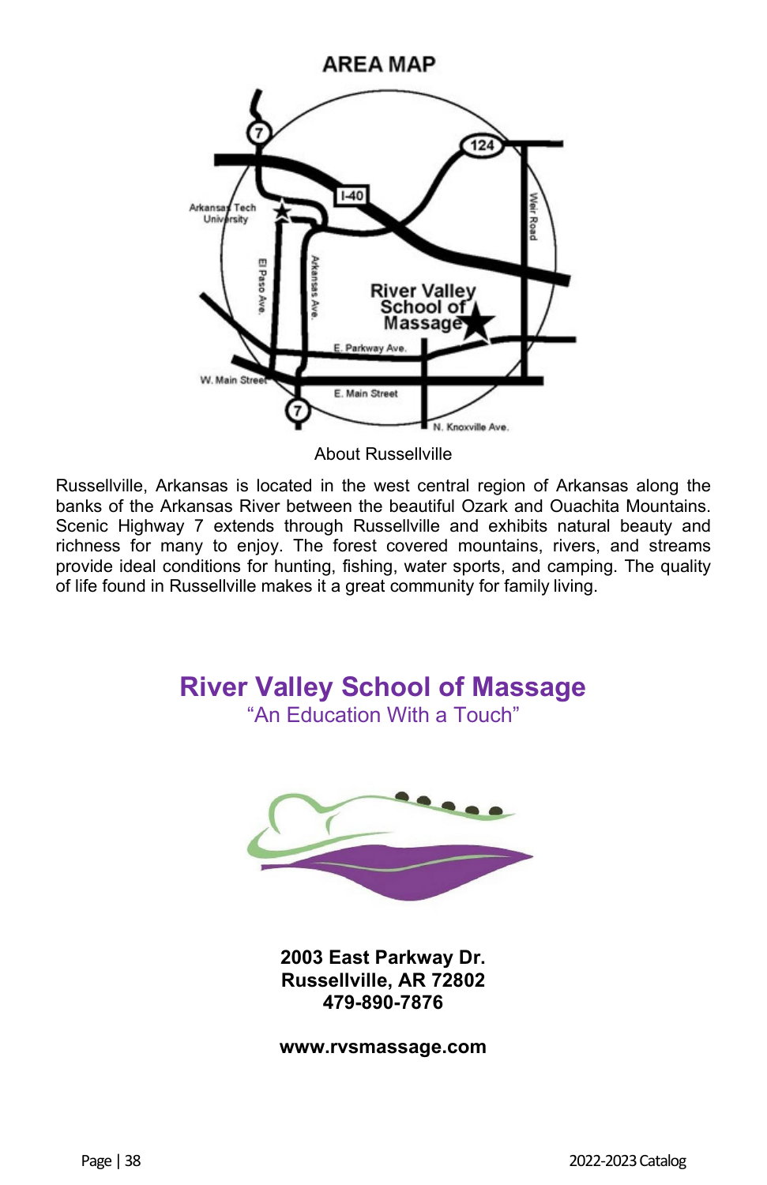## AREA MAP

Arkansas Tech University

El Paso Ave.

Arkansas Ave.

I-40

124

Weir Road

7

River Valley School of Massage

E. Parkway Ave.

W. Main Street

E. Main Street

N. Knoxville Ave.

About Russellville

Russellville, Arkansas is located in the west central region of Arkansas along the banks of the Arkansas River between the beautiful Ozark and Ouachita Mountains. Scenic Highway 7 extends through Russellville and exhibits natural beauty and richness for many to enjoy. The forest covered mountains, rivers, and streams provide ideal conditions for hunting, fishing, water sports, and camping. The quality of life found in Russellville makes it a great community for family living.

## River Valley School of Massage

"An Education With a Touch"

**2003 East Parkway Dr.**
**Russellville, AR 72802**
**479-890-7876**

**www.rvsmassage.com**